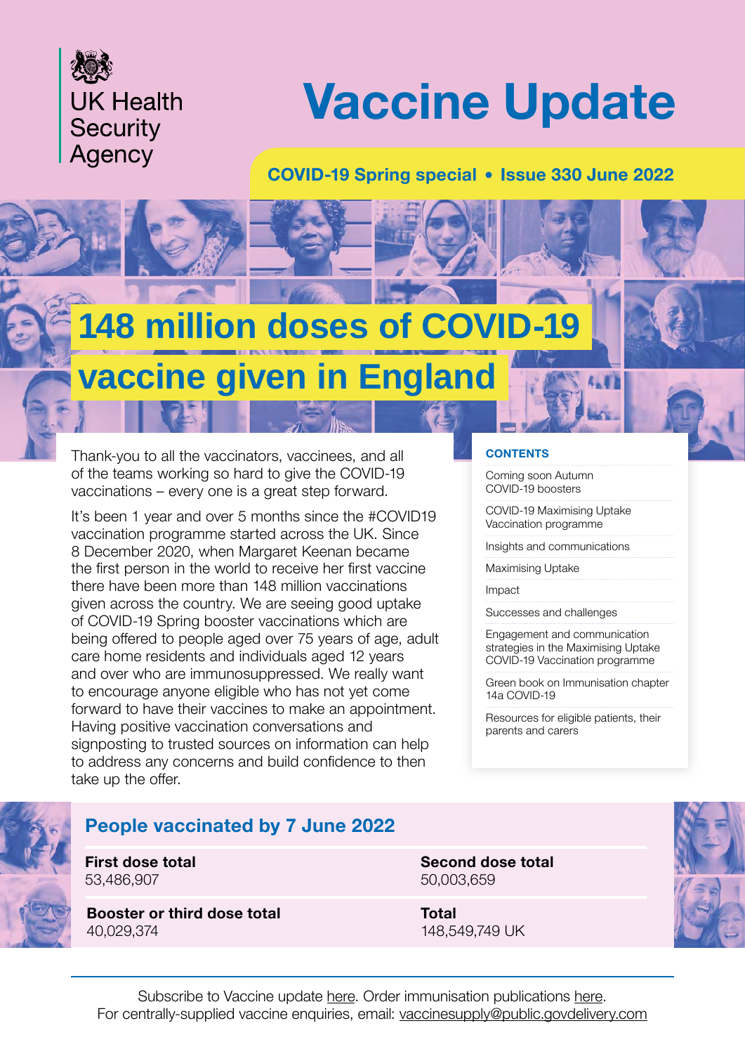UK Health Security Agency

# Vaccine Update

**COVID-19 Spring special • Issue 330 June 2022**

## 148 million doses of COVID-19 vaccine given in England

Thank-you to all the vaccinators, vaccinees, and all of the teams working so hard to give the COVID-19 vaccinations – every one is a great step forward.

It's been 1 year and over 5 months since the #COVID19 vaccination programme started across the UK. Since 8 December 2020, when Margaret Keenan became the first person in the world to receive her first vaccine there have been more than 148 million vaccinations given across the country. We are seeing good uptake of COVID-19 Spring booster vaccinations which are being offered to people aged over 75 years of age, adult care home residents and individuals aged 12 years and over who are immunosuppressed. We really want to encourage anyone eligible who has not yet come forward to have their vaccines to make an appointment. Having positive vaccination conversations and signposting to trusted sources on information can help to address any concerns and build confidence to then take up the offer.

**CONTENTS**

- Coming soon Autumn COVID-19 boosters
- COVID-19 Maximising Uptake Vaccination programme
- Insights and communications
- Maximising Uptake
- Impact
- Successes and challenges
- Engagement and communication strategies in the Maximising Uptake COVID-19 Vaccination programme
- Green book on Immunisation chapter 14a COVID-19
- Resources for eligible patients, their parents and carers

### People vaccinated by 7 June 2022

**First dose total**
53,486,907

**Second dose total**
50,003,659

**Booster or third dose total**
40,029,374

**Total**
148,549,749 UK

Subscribe to Vaccine update here. Order immunisation publications here.
For centrally-supplied vaccine enquiries, email: vaccinesupply@public.govdelivery.com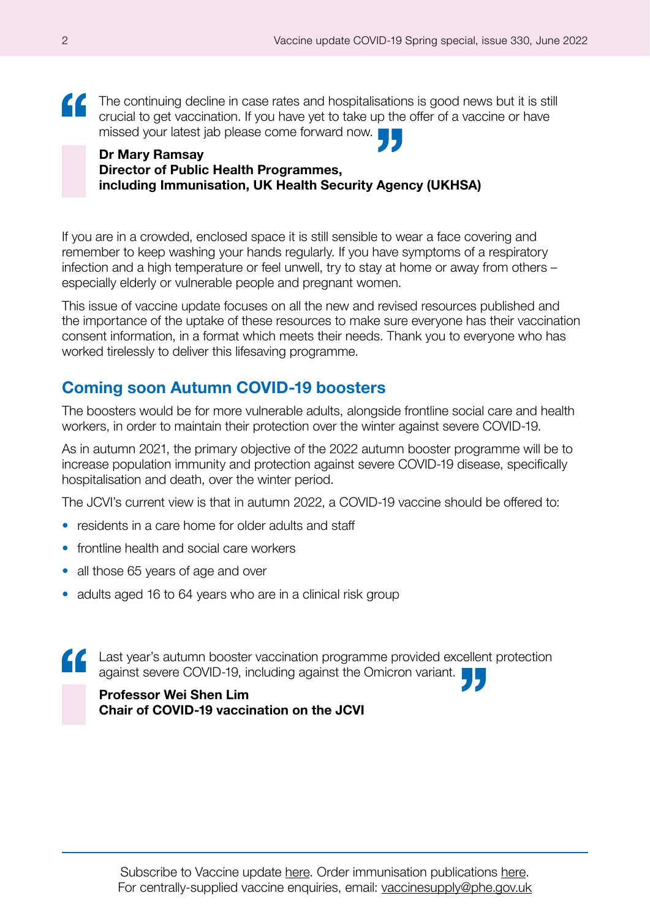> The continuing decline in case rates and hospitalisations is good news but it is still crucial to get vaccination. If you have yet to take up the offer of a vaccine or have missed your latest jab please come forward now.
>
> **Dr Mary Ramsay**
> **Director of Public Health Programmes, including Immunisation, UK Health Security Agency (UKHSA)**

If you are in a crowded, enclosed space it is still sensible to wear a face covering and remember to keep washing your hands regularly. If you have symptoms of a respiratory infection and a high temperature or feel unwell, try to stay at home or away from others – especially elderly or vulnerable people and pregnant women.

This issue of vaccine update focuses on all the new and revised resources published and the importance of the uptake of these resources to make sure everyone has their vaccination consent information, in a format which meets their needs. Thank you to everyone who has worked tirelessly to deliver this lifesaving programme.

## Coming soon Autumn COVID-19 boosters

The boosters would be for more vulnerable adults, alongside frontline social care and health workers, in order to maintain their protection over the winter against severe COVID-19.

As in autumn 2021, the primary objective of the 2022 autumn booster programme will be to increase population immunity and protection against severe COVID-19 disease, specifically hospitalisation and death, over the winter period.

The JCVI's current view is that in autumn 2022, a COVID-19 vaccine should be offered to:

- residents in a care home for older adults and staff
- frontline health and social care workers
- all those 65 years of age and over
- adults aged 16 to 64 years who are in a clinical risk group

> Last year's autumn booster vaccination programme provided excellent protection against severe COVID-19, including against the Omicron variant.
>
> **Professor Wei Shen Lim**
> **Chair of COVID-19 vaccination on the JCVI**

Subscribe to Vaccine update here. Order immunisation publications here.
For centrally-supplied vaccine enquiries, email: vaccinesupply@phe.gov.uk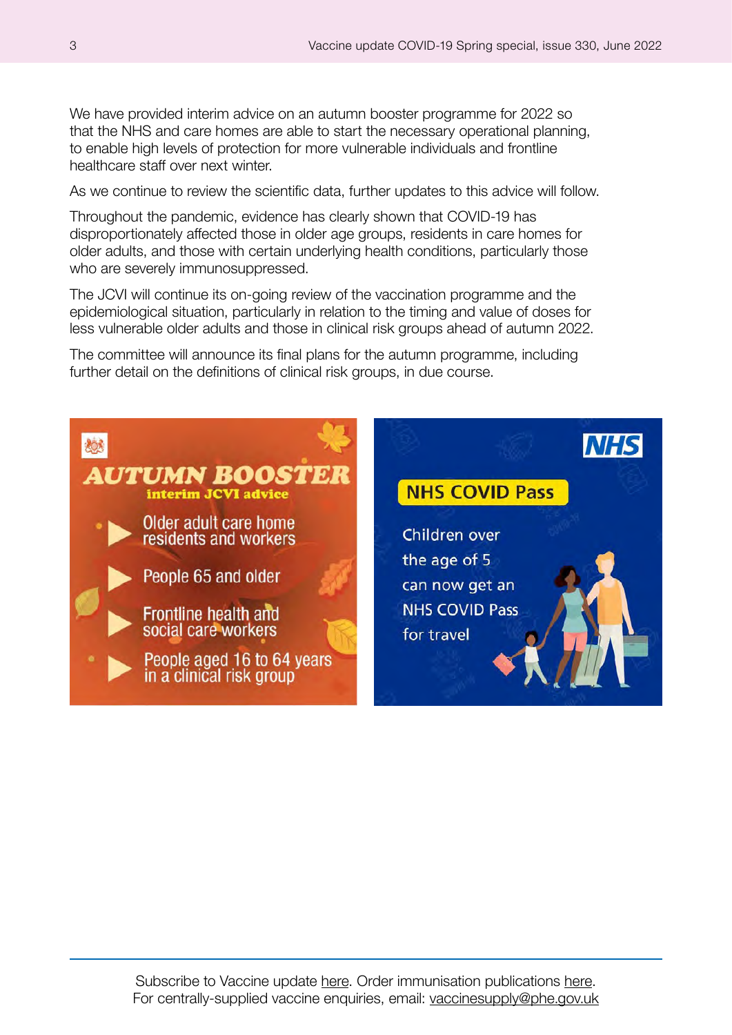We have provided interim advice on an autumn booster programme for 2022 so that the NHS and care homes are able to start the necessary operational planning, to enable high levels of protection for more vulnerable individuals and frontline healthcare staff over next winter.

As we continue to review the scientific data, further updates to this advice will follow.

Throughout the pandemic, evidence has clearly shown that COVID-19 has disproportionately affected those in older age groups, residents in care homes for older adults, and those with certain underlying health conditions, particularly those who are severely immunosuppressed.

The JCVI will continue its on-going review of the vaccination programme and the epidemiological situation, particularly in relation to the timing and value of doses for less vulnerable older adults and those in clinical risk groups ahead of autumn 2022.

The committee will announce its final plans for the autumn programme, including further detail on the definitions of clinical risk groups, in due course.

AUTUMN BOOSTER
interim JCVI advice

- Older adult care home residents and workers
- People 65 and older
- Frontline health and social care workers
- People aged 16 to 64 years in a clinical risk group

NHS

NHS COVID Pass

Children over the age of 5 can now get an NHS COVID Pass for travel

Subscribe to Vaccine update here. Order immunisation publications here.
For centrally-supplied vaccine enquiries, email: vaccinesupply@phe.gov.uk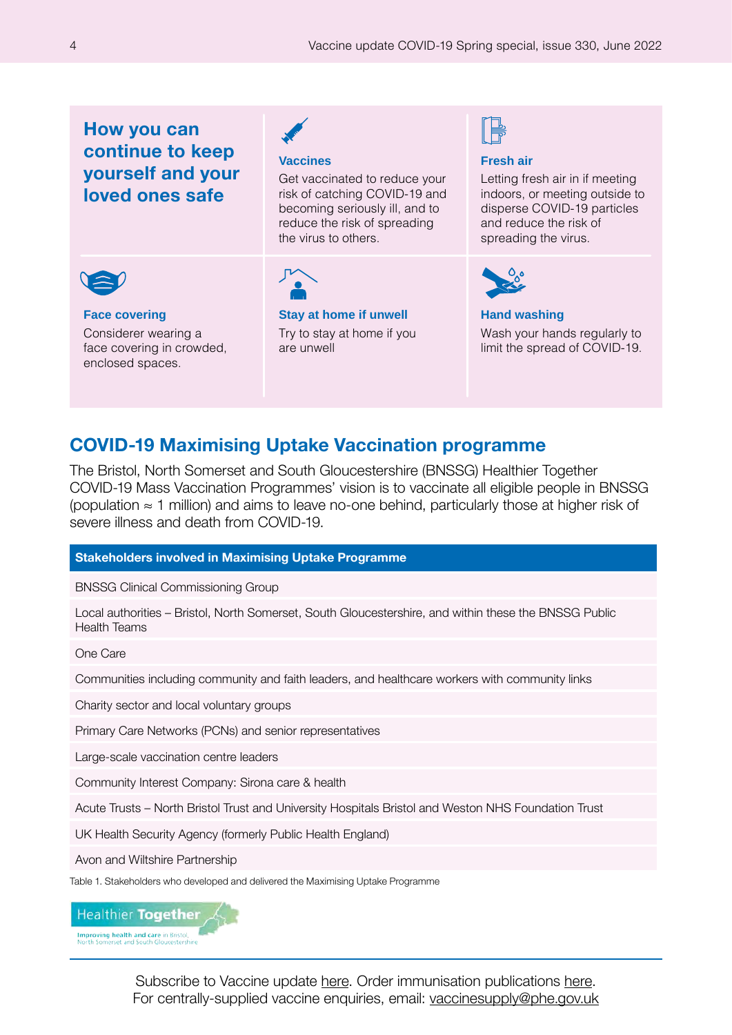## How you can continue to keep yourself and your loved ones safe

**Vaccines**

Get vaccinated to reduce your risk of catching COVID-19 and becoming seriously ill, and to reduce the risk of spreading the virus to others.

**Fresh air**

Letting fresh air in if meeting indoors, or meeting outside to disperse COVID-19 particles and reduce the risk of spreading the virus.

**Face covering**

Considerer wearing a face covering in crowded, enclosed spaces.

**Stay at home if unwell**

Try to stay at home if you are unwell

**Hand washing**

Wash your hands regularly to limit the spread of COVID-19.

## COVID-19 Maximising Uptake Vaccination programme

The Bristol, North Somerset and South Gloucestershire (BNSSG) Healthier Together COVID-19 Mass Vaccination Programmes' vision is to vaccinate all eligible people in BNSSG (population ≈ 1 million) and aims to leave no-one behind, particularly those at higher risk of severe illness and death from COVID-19.

| Stakeholders involved in Maximising Uptake Programme |
|---|
| BNSSG Clinical Commissioning Group |
| Local authorities – Bristol, North Somerset, South Gloucestershire, and within these the BNSSG Public Health Teams |
| One Care |
| Communities including community and faith leaders, and healthcare workers with community links |
| Charity sector and local voluntary groups |
| Primary Care Networks (PCNs) and senior representatives |
| Large-scale vaccination centre leaders |
| Community Interest Company: Sirona care & health |
| Acute Trusts – North Bristol Trust and University Hospitals Bristol and Weston NHS Foundation Trust |
| UK Health Security Agency (formerly Public Health England) |
| Avon and Wiltshire Partnership |

Table 1. Stakeholders who developed and delivered the Maximising Uptake Programme

Healthier Together
Improving health and care in Bristol, North Somerset and South Gloucestershire

Subscribe to Vaccine update here. Order immunisation publications here.
For centrally-supplied vaccine enquiries, email: vaccinesupply@phe.gov.uk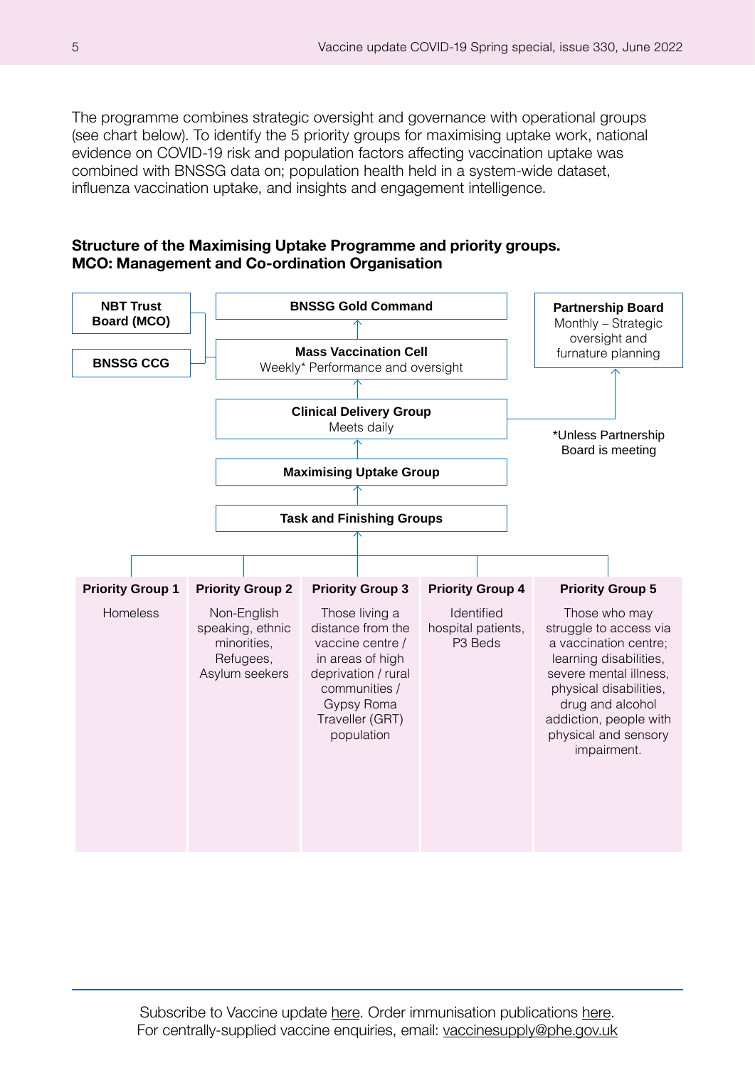The programme combines strategic oversight and governance with operational groups (see chart below). To identify the 5 priority groups for maximising uptake work, national evidence on COVID-19 risk and population factors affecting vaccination uptake was combined with BNSSG data on; population health held in a system-wide dataset, influenza vaccination uptake, and insights and engagement intelligence.

**Structure of the Maximising Uptake Programme and priority groups.**
**MCO: Management and Co-ordination Organisation**

NBT Trust Board (MCO)

BNSSG CCG

BNSSG Gold Command

Mass Vaccination Cell
Weekly* Performance and oversight

Partnership Board
Monthly – Strategic oversight and furnature planning

Clinical Delivery Group
Meets daily

*Unless Partnership Board is meeting

Maximising Uptake Group

Task and Finishing Groups

**Priority Group 1**
Homeless

**Priority Group 2**
Non-English speaking, ethnic minorities, Refugees, Asylum seekers

**Priority Group 3**
Those living a distance from the vaccine centre / in areas of high deprivation / rural communities / Gypsy Roma Traveller (GRT) population

**Priority Group 4**
Identified hospital patients, P3 Beds

**Priority Group 5**
Those who may struggle to access via a vaccination centre; learning disabilities, severe mental illness, physical disabilities, drug and alcohol addiction, people with physical and sensory impairment.

Subscribe to Vaccine update here. Order immunisation publications here.
For centrally-supplied vaccine enquiries, email: vaccinesupply@phe.gov.uk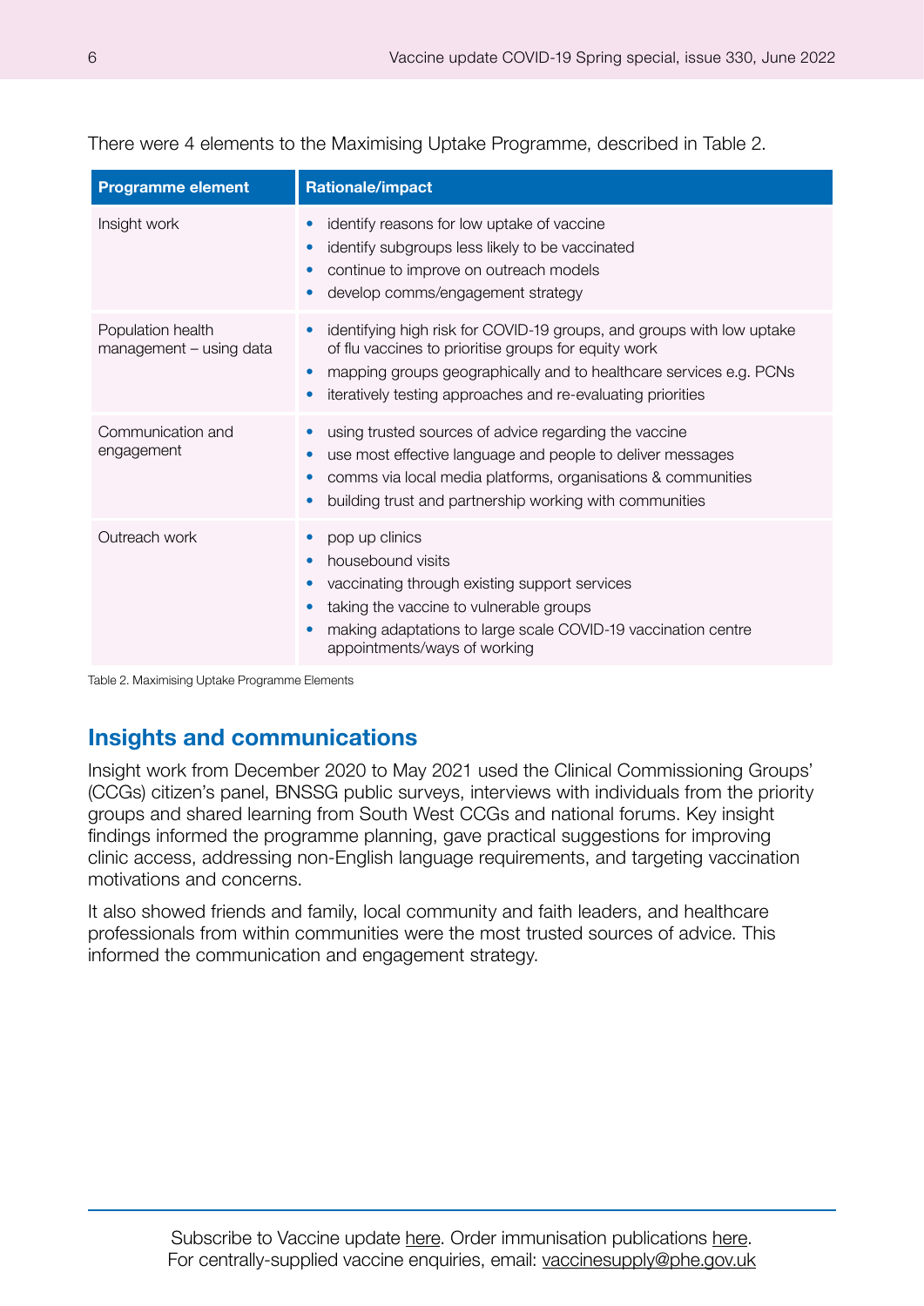There were 4 elements to the Maximising Uptake Programme, described in Table 2.

| Programme element | Rationale/impact |
|---|---|
| Insight work | • identify reasons for low uptake of vaccine<br>• identify subgroups less likely to be vaccinated<br>• continue to improve on outreach models<br>• develop comms/engagement strategy |
| Population health management – using data | • identifying high risk for COVID-19 groups, and groups with low uptake of flu vaccines to prioritise groups for equity work<br>• mapping groups geographically and to healthcare services e.g. PCNs<br>• iteratively testing approaches and re-evaluating priorities |
| Communication and engagement | • using trusted sources of advice regarding the vaccine<br>• use most effective language and people to deliver messages<br>• comms via local media platforms, organisations & communities<br>• building trust and partnership working with communities |
| Outreach work | • pop up clinics<br>• housebound visits<br>• vaccinating through existing support services<br>• taking the vaccine to vulnerable groups<br>• making adaptations to large scale COVID-19 vaccination centre appointments/ways of working |

Table 2. Maximising Uptake Programme Elements

## Insights and communications

Insight work from December 2020 to May 2021 used the Clinical Commissioning Groups' (CCGs) citizen's panel, BNSSG public surveys, interviews with individuals from the priority groups and shared learning from South West CCGs and national forums. Key insight findings informed the programme planning, gave practical suggestions for improving clinic access, addressing non-English language requirements, and targeting vaccination motivations and concerns.

It also showed friends and family, local community and faith leaders, and healthcare professionals from within communities were the most trusted sources of advice. This informed the communication and engagement strategy.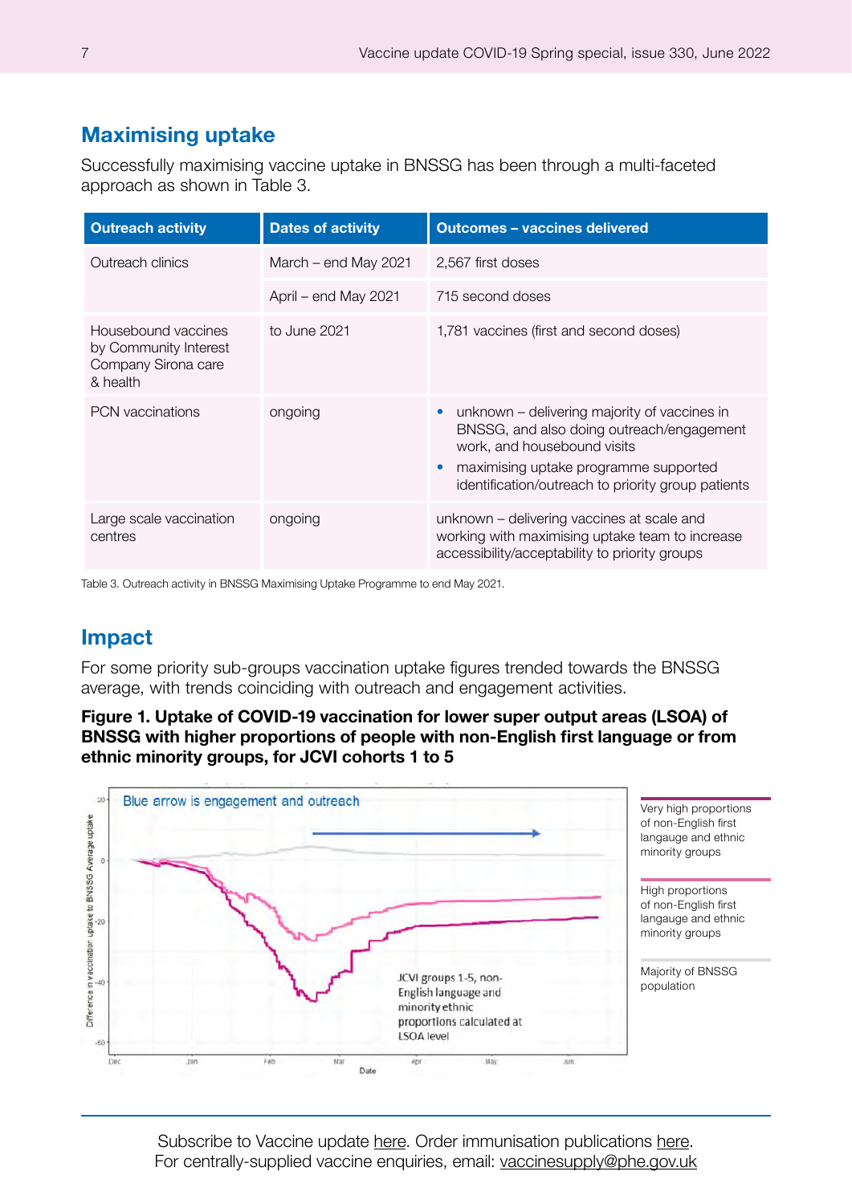## Maximising uptake

Successfully maximising vaccine uptake in BNSSG has been through a multi-faceted approach as shown in Table 3.

| Outreach activity | Dates of activity | Outcomes – vaccines delivered |
|---|---|---|
| Outreach clinics | March – end May 2021 | 2,567 first doses |
| | April – end May 2021 | 715 second doses |
| Housebound vaccines by Community Interest Company Sirona care & health | to June 2021 | 1,781 vaccines (first and second doses) |
| PCN vaccinations | ongoing | • unknown – delivering majority of vaccines in BNSSG, and also doing outreach/engagement work, and housebound visits<br>• maximising uptake programme supported identification/outreach to priority group patients |
| Large scale vaccination centres | ongoing | unknown – delivering vaccines at scale and working with maximising uptake team to increase accessibility/acceptability to priority groups |

Table 3. Outreach activity in BNSSG Maximising Uptake Programme to end May 2021.

## Impact

For some priority sub-groups vaccination uptake figures trended towards the BNSSG average, with trends coinciding with outreach and engagement activities.

**Figure 1. Uptake of COVID-19 vaccination for lower super output areas (LSOA) of BNSSG with higher proportions of people with non-English first language or from ethnic minority groups, for JCVI cohorts 1 to 5**

Blue arrow is engagement and outreach

Difference in vaccination uptake to BNSSG Average uptake

20
0
-20
-40
-60

Dec
Jan
Feb
Mar
Apr
May
Jun

Date

JCVI groups 1-5, non-English language and minority ethnic proportions calculated at LSOA level

Very high proportions of non-English first langauge and ethnic minority groups

High proportions of non-English first langauge and ethnic minority groups

Majority of BNSSG population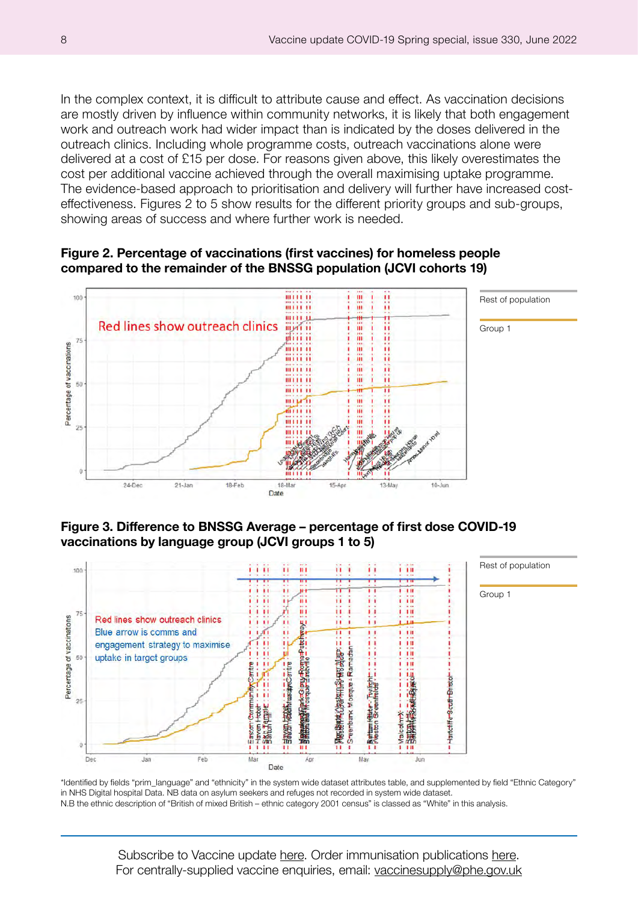In the complex context, it is difficult to attribute cause and effect. As vaccination decisions are mostly driven by influence within community networks, it is likely that both engagement work and outreach work had wider impact than is indicated by the doses delivered in the outreach clinics. Including whole programme costs, outreach vaccinations alone were delivered at a cost of £15 per dose. For reasons given above, this likely overestimates the cost per additional vaccine achieved through the overall maximising uptake programme. The evidence-based approach to prioritisation and delivery will further have increased cost-effectiveness. Figures 2 to 5 show results for the different priority groups and sub-groups, showing areas of success and where further work is needed.

**Figure 2. Percentage of vaccinations (first vaccines) for homeless people compared to the remainder of the BNSSG population (JCVI cohorts 19)**

Red lines show outreach clinics

Percentage of vaccinations

100
75
50
25
0

24-Dec
21-Jan
18-Feb
18-Mar
15-Apr
13-May
10-Jun

Date

Rest of population

Group 1

**Figure 3. Difference to BNSSG Average – percentage of first dose COVID-19 vaccinations by language group (JCVI groups 1 to 5)**

Red lines show outreach clinics

Blue arrow is comms and engagement strategy to maximise uptake in target groups

Percentage of vaccinations

100
75
50
25
0

Dec
Jan
Feb
Mar
Apr
May
Jun

Date

Rest of population

Group 1

\*Identified by fields "prim_language" and "ethnicity" in the system wide dataset attributes table, and supplemented by field "Ethnic Category" in NHS Digital hospital Data. NB data on asylum seekers and refuges not recorded in system wide dataset.
N.B the ethnic description of "British of mixed British – ethnic category 2001 census" is classed as "White" in this analysis.

Subscribe to Vaccine update here. Order immunisation publications here.
For centrally-supplied vaccine enquiries, email: vaccinesupply@phe.gov.uk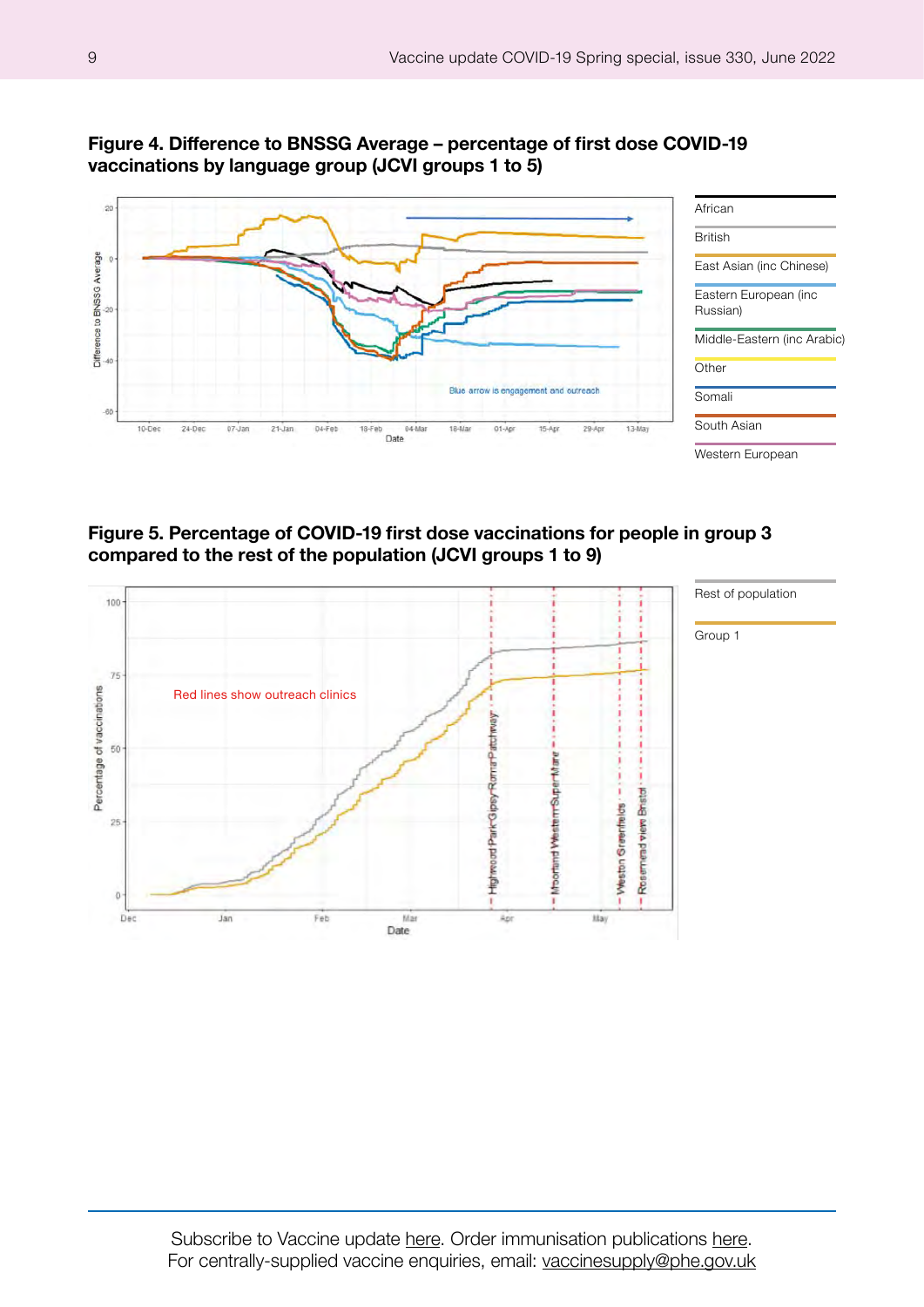**Figure 4. Difference to BNSSG Average – percentage of first dose COVID-19 vaccinations by language group (JCVI groups 1 to 5)**

20
0
-20
-40
-60

Difference to BNSSG Average

10-Dec
24-Dec
07-Jan
21-Jan
04-Feb
18-Feb
04-Mar
18-Mar
01-Apr
15-Apr
29-Apr
13-May

Date

Blue arrow is engagement and outreach

African
British
East Asian (inc Chinese)
Eastern European (inc Russian)
Middle-Eastern (inc Arabic)
Other
Somali
South Asian
Western European

**Figure 5. Percentage of COVID-19 first dose vaccinations for people in group 3 compared to the rest of the population (JCVI groups 1 to 9)**

100
75
50
25
0

Percentage of vaccinations

Red lines show outreach clinics

Highwood Park Gipsy Roma Patchway
Moorland Western Super Mare
Weston Greenfields
Rosemead view Bristol

Dec
Jan
Feb
Mar
Apr
May

Date

Rest of population
Group 1

Subscribe to Vaccine update here. Order immunisation publications here.
For centrally-supplied vaccine enquiries, email: vaccinesupply@phe.gov.uk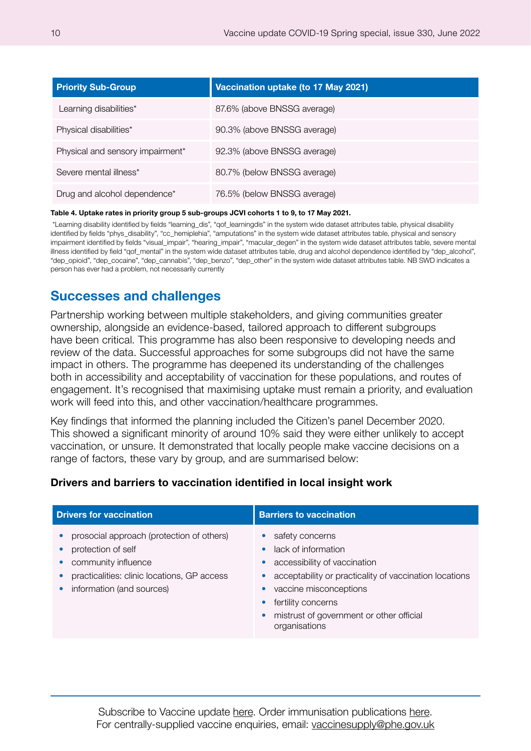| Priority Sub-Group | Vaccination uptake (to 17 May 2021) |
|---|---|
| Learning disabilities* | 87.6% (above BNSSG average) |
| Physical disabilities* | 90.3% (above BNSSG average) |
| Physical and sensory impairment* | 92.3% (above BNSSG average) |
| Severe mental illness* | 80.7% (below BNSSG average) |
| Drug and alcohol dependence* | 76.5% (below BNSSG average) |

**Table 4. Uptake rates in priority group 5 sub-groups JCVI cohorts 1 to 9, to 17 May 2021.**

*Learning disability identified by fields "learning_dis", "qof_learningdis" in the system wide dataset attributes table, physical disability identified by fields "phys_disability", "cc_hemiplehia", "amputations" in the system wide dataset attributes table, physical and sensory impairment identified by fields "visual_impair", "hearing_impair", "macular_degen" in the system wide dataset attributes table, severe mental illness identified by field "qof_mental" in the system wide dataset attributes table, drug and alcohol dependence identified by "dep_alcohol", "dep_opioid", "dep_cocaine", "dep_cannabis", "dep_benzo", "dep_other" in the system wide dataset attributes table. NB SWD indicates a person has ever had a problem, not necessarily currently

## Successes and challenges

Partnership working between multiple stakeholders, and giving communities greater ownership, alongside an evidence-based, tailored approach to different subgroups have been critical. This programme has also been responsive to developing needs and review of the data. Successful approaches for some subgroups did not have the same impact in others. The programme has deepened its understanding of the challenges both in accessibility and acceptability of vaccination for these populations, and routes of engagement. It's recognised that maximising uptake must remain a priority, and evaluation work will feed into this, and other vaccination/healthcare programmes.

Key findings that informed the planning included the Citizen's panel December 2020. This showed a significant minority of around 10% said they were either unlikely to accept vaccination, or unsure. It demonstrated that locally people make vaccine decisions on a range of factors, these vary by group, and are summarised below:

### Drivers and barriers to vaccination identified in local insight work

| Drivers for vaccination | Barriers to vaccination |
|---|---|
| • prosocial approach (protection of others)<br>• protection of self<br>• community influence<br>• practicalities: clinic locations, GP access<br>• information (and sources) | • safety concerns<br>• lack of information<br>• accessibility of vaccination<br>• acceptability or practicality of vaccination locations<br>• vaccine misconceptions<br>• fertility concerns<br>• mistrust of government or other official organisations |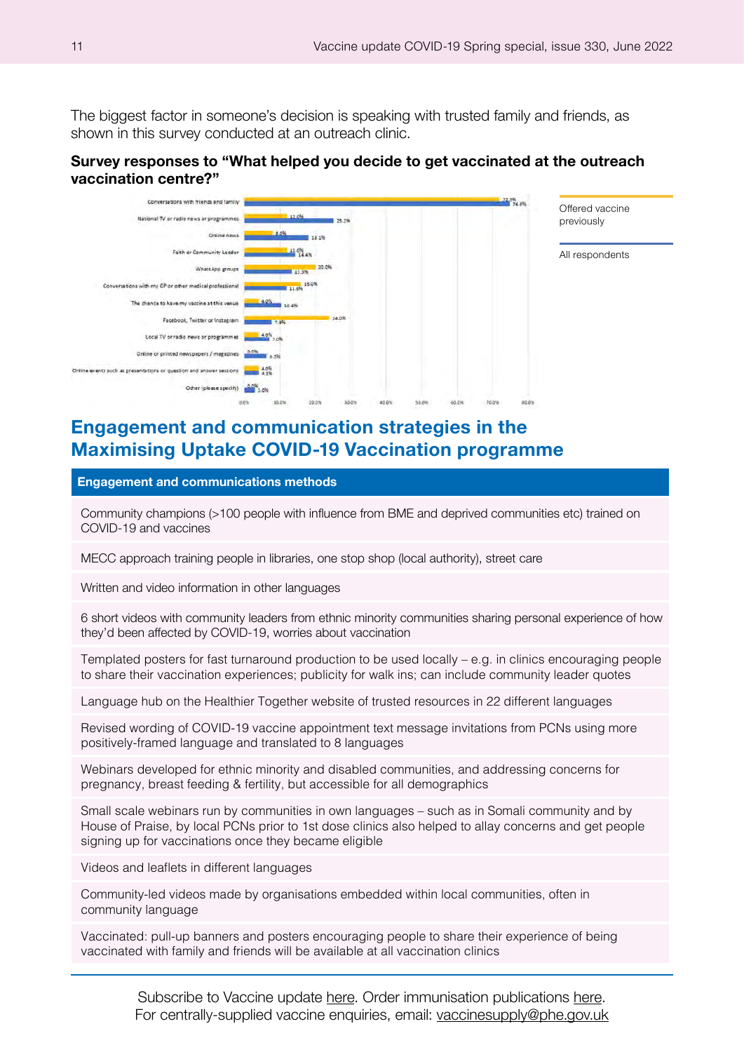The biggest factor in someone's decision is speaking with trusted family and friends, as shown in this survey conducted at an outreach clinic.

**Survey responses to "What helped you decide to get vaccinated at the outreach vaccination centre?"**

Conversations with friends and family
72.0%
74.8%
National TV or radio news or programmes
12.0%
25.2%
Online news
8.0%
18.1%
Faith or Community Leader
12.0%
14.4%
WhatsApp groups
20.0%
13.3%
Conversations with my GP or other medical professional
16.0%
11.9%
The chance to have my vaccine at this venue
4.0%
10.4%
Facebook, Twitter or Instagram
24.0%
7.8%
Local TV or radio news or programmes
4.0%
7.0%
Online or printed newspapers / magazines
0.0%
6.3%
Online events such as presentations or question and answer sessions
4.0%
4.1%
Other (please specify)
0.0%
3.0%

0.0% 10.0% 20.0% 30.0% 40.0% 50.0% 60.0% 70.0% 80.0%

Offered vaccine previously

All respondents

## Engagement and communication strategies in the Maximising Uptake COVID-19 Vaccination programme

| Engagement and communications methods |
|---|
| Community champions (>100 people with influence from BME and deprived communities etc) trained on COVID-19 and vaccines |
| MECC approach training people in libraries, one stop shop (local authority), street care |
| Written and video information in other languages |
| 6 short videos with community leaders from ethnic minority communities sharing personal experience of how they'd been affected by COVID-19, worries about vaccination |
| Templated posters for fast turnaround production to be used locally – e.g. in clinics encouraging people to share their vaccination experiences; publicity for walk ins; can include community leader quotes |
| Language hub on the Healthier Together website of trusted resources in 22 different languages |
| Revised wording of COVID-19 vaccine appointment text message invitations from PCNs using more positively-framed language and translated to 8 languages |
| Webinars developed for ethnic minority and disabled communities, and addressing concerns for pregnancy, breast feeding & fertility, but accessible for all demographics |
| Small scale webinars run by communities in own languages – such as in Somali community and by House of Praise, by local PCNs prior to 1st dose clinics also helped to allay concerns and get people signing up for vaccinations once they became eligible |
| Videos and leaflets in different languages |
| Community-led videos made by organisations embedded within local communities, often in community language |
| Vaccinated: pull-up banners and posters encouraging people to share their experience of being vaccinated with family and friends will be available at all vaccination clinics |

Subscribe to Vaccine update here. Order immunisation publications here.
For centrally-supplied vaccine enquiries, email: vaccinesupply@phe.gov.uk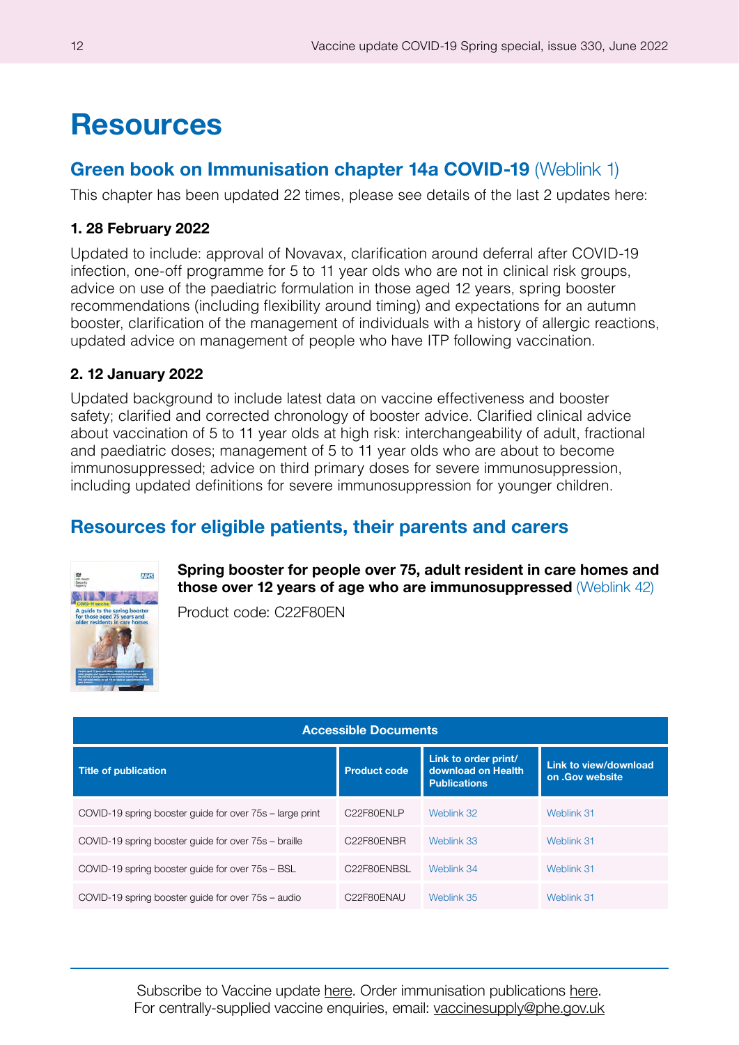# Resources

## Green book on Immunisation chapter 14a COVID-19 (Weblink 1)

This chapter has been updated 22 times, please see details of the last 2 updates here:

**1. 28 February 2022**

Updated to include: approval of Novavax, clarification around deferral after COVID-19 infection, one-off programme for 5 to 11 year olds who are not in clinical risk groups, advice on use of the paediatric formulation in those aged 12 years, spring booster recommendations (including flexibility around timing) and expectations for an autumn booster, clarification of the management of individuals with a history of allergic reactions, updated advice on management of people who have ITP following vaccination.

**2. 12 January 2022**

Updated background to include latest data on vaccine effectiveness and booster safety; clarified and corrected chronology of booster advice. Clarified clinical advice about vaccination of 5 to 11 year olds at high risk: interchangeability of adult, fractional and paediatric doses; management of 5 to 11 year olds who are about to become immunosuppressed; advice on third primary doses for severe immunosuppression, including updated definitions for severe immunosuppression for younger children.

## Resources for eligible patients, their parents and carers

**Spring booster for people over 75, adult resident in care homes and those over 12 years of age who are immunosuppressed** (Weblink 42)

Product code: C22F80EN

| Accessible Documents | | | |
|---|---|---|---|
| **Title of publication** | **Product code** | **Link to order print/ download on Health Publications** | **Link to view/download on .Gov website** |
| COVID-19 spring booster guide for over 75s – large print | C22F80ENLP | Weblink 32 | Weblink 31 |
| COVID-19 spring booster guide for over 75s – braille | C22F80ENBR | Weblink 33 | Weblink 31 |
| COVID-19 spring booster guide for over 75s – BSL | C22F80ENBSL | Weblink 34 | Weblink 31 |
| COVID-19 spring booster guide for over 75s – audio | C22F80ENAU | Weblink 35 | Weblink 31 |

Subscribe to Vaccine update here. Order immunisation publications here.
For centrally-supplied vaccine enquiries, email: vaccinesupply@phe.gov.uk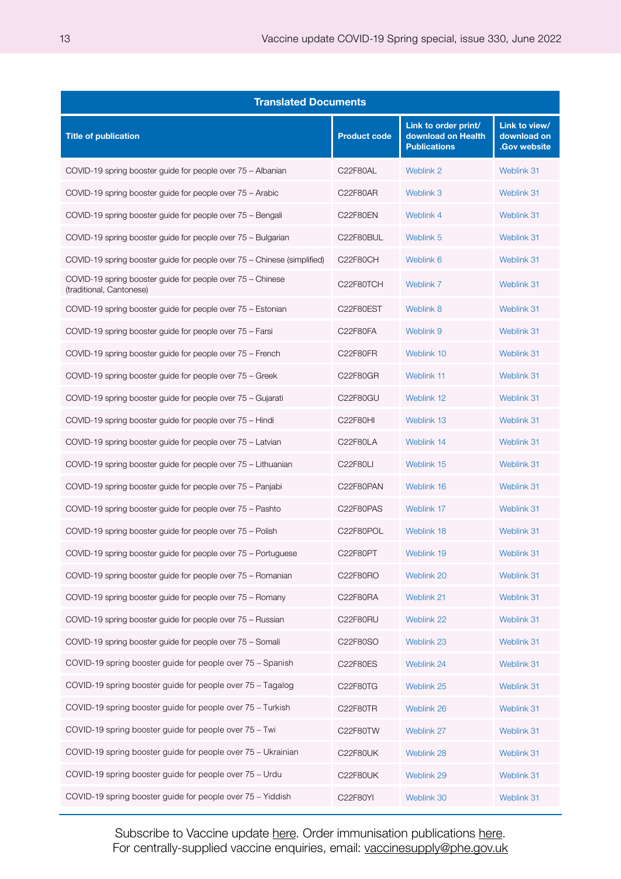| Translated Documents | | | |
|---|---|---|---|
| **Title of publication** | **Product code** | **Link to order print/ download on Health Publications** | **Link to view/ download on .Gov website** |
| COVID-19 spring booster guide for people over 75 – Albanian | C22F80AL | Weblink 2 | Weblink 31 |
| COVID-19 spring booster guide for people over 75 – Arabic | C22F80AR | Weblink 3 | Weblink 31 |
| COVID-19 spring booster guide for people over 75 – Bengali | C22F80EN | Weblink 4 | Weblink 31 |
| COVID-19 spring booster guide for people over 75 – Bulgarian | C22F80BUL | Weblink 5 | Weblink 31 |
| COVID-19 spring booster guide for people over 75 – Chinese (simplified) | C22F80CH | Weblink 6 | Weblink 31 |
| COVID-19 spring booster guide for people over 75 – Chinese (traditional, Cantonese) | C22F80TCH | Weblink 7 | Weblink 31 |
| COVID-19 spring booster guide for people over 75 – Estonian | C22F80EST | Weblink 8 | Weblink 31 |
| COVID-19 spring booster guide for people over 75 – Farsi | C22F80FA | Weblink 9 | Weblink 31 |
| COVID-19 spring booster guide for people over 75 – French | C22F80FR | Weblink 10 | Weblink 31 |
| COVID-19 spring booster guide for people over 75 – Greek | C22F80GR | Weblink 11 | Weblink 31 |
| COVID-19 spring booster guide for people over 75 – Gujarati | C22F80GU | Weblink 12 | Weblink 31 |
| COVID-19 spring booster guide for people over 75 – Hindi | C22F80HI | Weblink 13 | Weblink 31 |
| COVID-19 spring booster guide for people over 75 – Latvian | C22F80LA | Weblink 14 | Weblink 31 |
| COVID-19 spring booster guide for people over 75 – Lithuanian | C22F80LI | Weblink 15 | Weblink 31 |
| COVID-19 spring booster guide for people over 75 – Panjabi | C22F80PAN | Weblink 16 | Weblink 31 |
| COVID-19 spring booster guide for people over 75 – Pashto | C22F80PAS | Weblink 17 | Weblink 31 |
| COVID-19 spring booster guide for people over 75 – Polish | C22F80POL | Weblink 18 | Weblink 31 |
| COVID-19 spring booster guide for people over 75 – Portuguese | C22F80PT | Weblink 19 | Weblink 31 |
| COVID-19 spring booster guide for people over 75 – Romanian | C22F80RO | Weblink 20 | Weblink 31 |
| COVID-19 spring booster guide for people over 75 – Romany | C22F80RA | Weblink 21 | Weblink 31 |
| COVID-19 spring booster guide for people over 75 – Russian | C22F80RU | Weblink 22 | Weblink 31 |
| COVID-19 spring booster guide for people over 75 – Somali | C22F80SO | Weblink 23 | Weblink 31 |
| COVID-19 spring booster guide for people over 75 – Spanish | C22F80ES | Weblink 24 | Weblink 31 |
| COVID-19 spring booster guide for people over 75 – Tagalog | C22F80TG | Weblink 25 | Weblink 31 |
| COVID-19 spring booster guide for people over 75 – Turkish | C22F80TR | Weblink 26 | Weblink 31 |
| COVID-19 spring booster guide for people over 75 – Twi | C22F80TW | Weblink 27 | Weblink 31 |
| COVID-19 spring booster guide for people over 75 – Ukrainian | C22F80UK | Weblink 28 | Weblink 31 |
| COVID-19 spring booster guide for people over 75 – Urdu | C22F80UK | Weblink 29 | Weblink 31 |
| COVID-19 spring booster guide for people over 75 – Yiddish | C22F80YI | Weblink 30 | Weblink 31 |

Subscribe to Vaccine update here. Order immunisation publications here.
For centrally-supplied vaccine enquiries, email: vaccinesupply@phe.gov.uk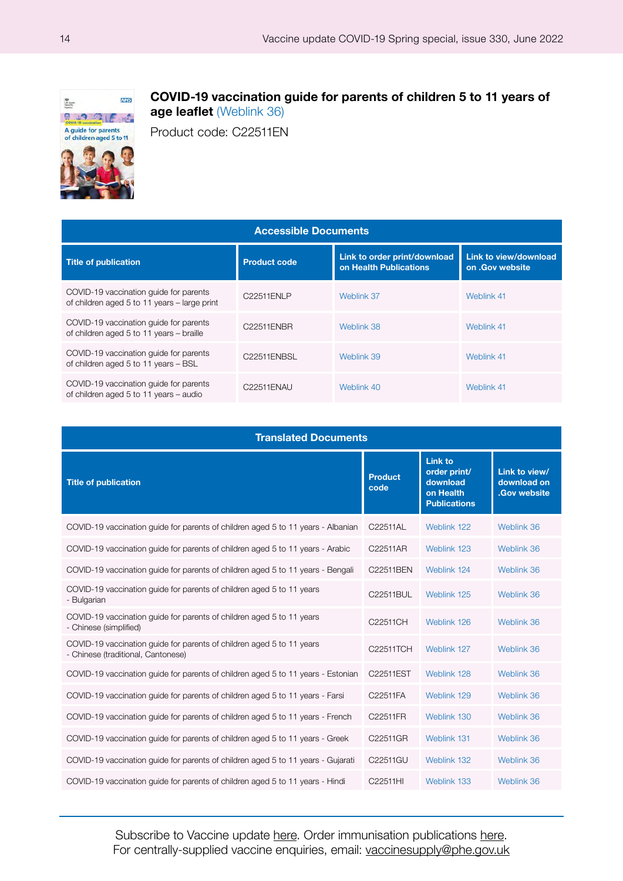### COVID-19 vaccination guide for parents of children 5 to 11 years of age leaflet (Weblink 36)

Product code: C22511EN

| Accessible Documents | | | |
|---|---|---|---|
| **Title of publication** | **Product code** | **Link to order print/download on Health Publications** | **Link to view/download on .Gov website** |
| COVID-19 vaccination guide for parents of children aged 5 to 11 years – large print | C22511ENLP | Weblink 37 | Weblink 41 |
| COVID-19 vaccination guide for parents of children aged 5 to 11 years – braille | C22511ENBR | Weblink 38 | Weblink 41 |
| COVID-19 vaccination guide for parents of children aged 5 to 11 years – BSL | C22511ENBSL | Weblink 39 | Weblink 41 |
| COVID-19 vaccination guide for parents of children aged 5 to 11 years – audio | C22511ENAU | Weblink 40 | Weblink 41 |

| Translated Documents | | | |
|---|---|---|---|
| **Title of publication** | **Product code** | **Link to order print/ download on Health Publications** | **Link to view/ download on .Gov website** |
| COVID-19 vaccination guide for parents of children aged 5 to 11 years - Albanian | C22511AL | Weblink 122 | Weblink 36 |
| COVID-19 vaccination guide for parents of children aged 5 to 11 years - Arabic | C22511AR | Weblink 123 | Weblink 36 |
| COVID-19 vaccination guide for parents of children aged 5 to 11 years - Bengali | C22511BEN | Weblink 124 | Weblink 36 |
| COVID-19 vaccination guide for parents of children aged 5 to 11 years - Bulgarian | C22511BUL | Weblink 125 | Weblink 36 |
| COVID-19 vaccination guide for parents of children aged 5 to 11 years - Chinese (simplified) | C22511CH | Weblink 126 | Weblink 36 |
| COVID-19 vaccination guide for parents of children aged 5 to 11 years - Chinese (traditional, Cantonese) | C22511TCH | Weblink 127 | Weblink 36 |
| COVID-19 vaccination guide for parents of children aged 5 to 11 years - Estonian | C22511EST | Weblink 128 | Weblink 36 |
| COVID-19 vaccination guide for parents of children aged 5 to 11 years - Farsi | C22511FA | Weblink 129 | Weblink 36 |
| COVID-19 vaccination guide for parents of children aged 5 to 11 years - French | C22511FR | Weblink 130 | Weblink 36 |
| COVID-19 vaccination guide for parents of children aged 5 to 11 years - Greek | C22511GR | Weblink 131 | Weblink 36 |
| COVID-19 vaccination guide for parents of children aged 5 to 11 years - Gujarati | C22511GU | Weblink 132 | Weblink 36 |
| COVID-19 vaccination guide for parents of children aged 5 to 11 years - Hindi | C22511HI | Weblink 133 | Weblink 36 |

Subscribe to Vaccine update here. Order immunisation publications here.
For centrally-supplied vaccine enquiries, email: vaccinesupply@phe.gov.uk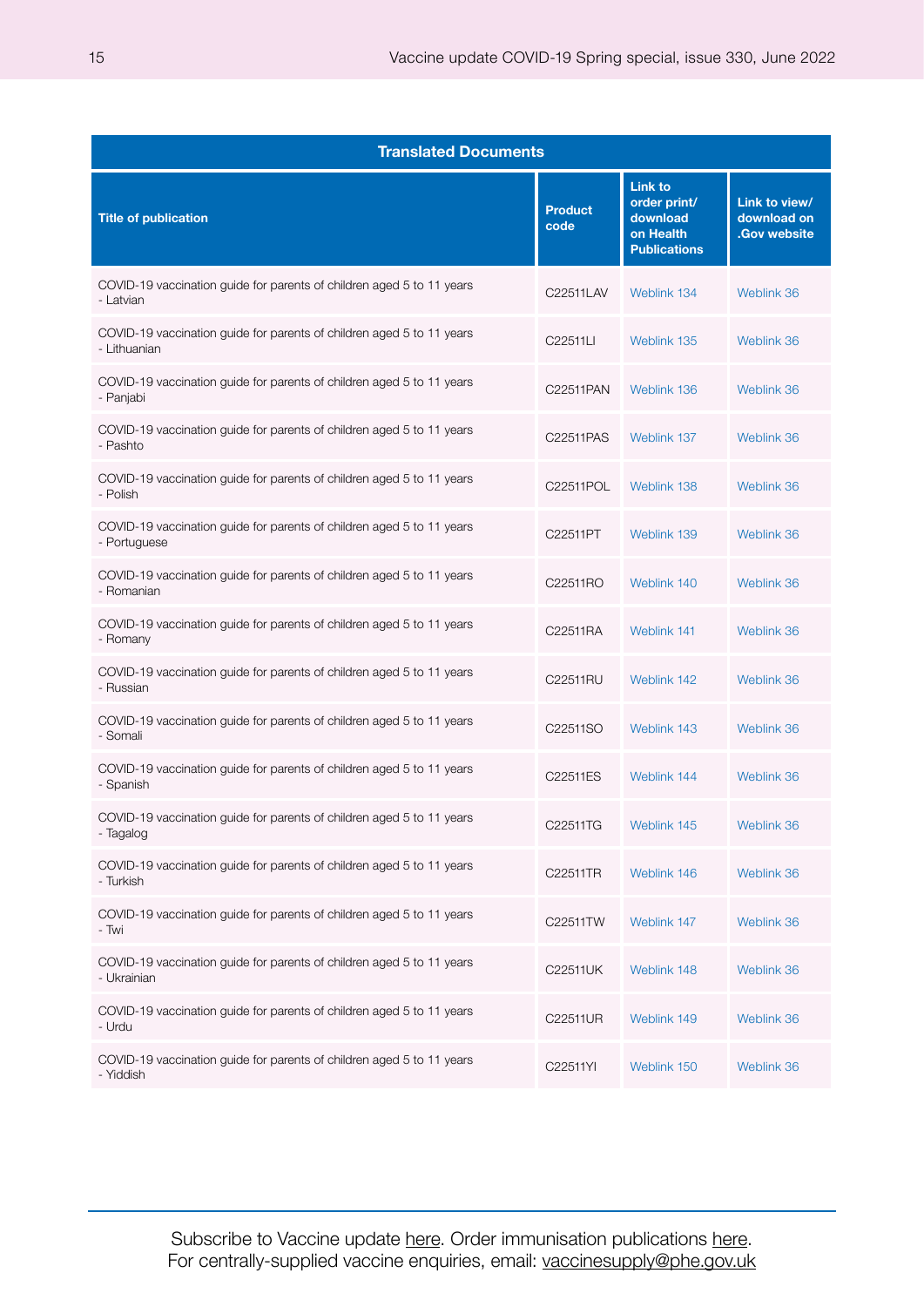| Translated Documents | | | |
|---|---|---|---|
| **Title of publication** | **Product code** | **Link to order print/ download on Health Publications** | **Link to view/ download on .Gov website** |
| COVID-19 vaccination guide for parents of children aged 5 to 11 years - Latvian | C22511LAV | Weblink 134 | Weblink 36 |
| COVID-19 vaccination guide for parents of children aged 5 to 11 years - Lithuanian | C22511LI | Weblink 135 | Weblink 36 |
| COVID-19 vaccination guide for parents of children aged 5 to 11 years - Panjabi | C22511PAN | Weblink 136 | Weblink 36 |
| COVID-19 vaccination guide for parents of children aged 5 to 11 years - Pashto | C22511PAS | Weblink 137 | Weblink 36 |
| COVID-19 vaccination guide for parents of children aged 5 to 11 years - Polish | C22511POL | Weblink 138 | Weblink 36 |
| COVID-19 vaccination guide for parents of children aged 5 to 11 years - Portuguese | C22511PT | Weblink 139 | Weblink 36 |
| COVID-19 vaccination guide for parents of children aged 5 to 11 years - Romanian | C22511RO | Weblink 140 | Weblink 36 |
| COVID-19 vaccination guide for parents of children aged 5 to 11 years - Romany | C22511RA | Weblink 141 | Weblink 36 |
| COVID-19 vaccination guide for parents of children aged 5 to 11 years - Russian | C22511RU | Weblink 142 | Weblink 36 |
| COVID-19 vaccination guide for parents of children aged 5 to 11 years - Somali | C22511SO | Weblink 143 | Weblink 36 |
| COVID-19 vaccination guide for parents of children aged 5 to 11 years - Spanish | C22511ES | Weblink 144 | Weblink 36 |
| COVID-19 vaccination guide for parents of children aged 5 to 11 years - Tagalog | C22511TG | Weblink 145 | Weblink 36 |
| COVID-19 vaccination guide for parents of children aged 5 to 11 years - Turkish | C22511TR | Weblink 146 | Weblink 36 |
| COVID-19 vaccination guide for parents of children aged 5 to 11 years - Twi | C22511TW | Weblink 147 | Weblink 36 |
| COVID-19 vaccination guide for parents of children aged 5 to 11 years - Ukrainian | C22511UK | Weblink 148 | Weblink 36 |
| COVID-19 vaccination guide for parents of children aged 5 to 11 years - Urdu | C22511UR | Weblink 149 | Weblink 36 |
| COVID-19 vaccination guide for parents of children aged 5 to 11 years - Yiddish | C22511YI | Weblink 150 | Weblink 36 |

Subscribe to Vaccine update here. Order immunisation publications here.
For centrally-supplied vaccine enquiries, email: vaccinesupply@phe.gov.uk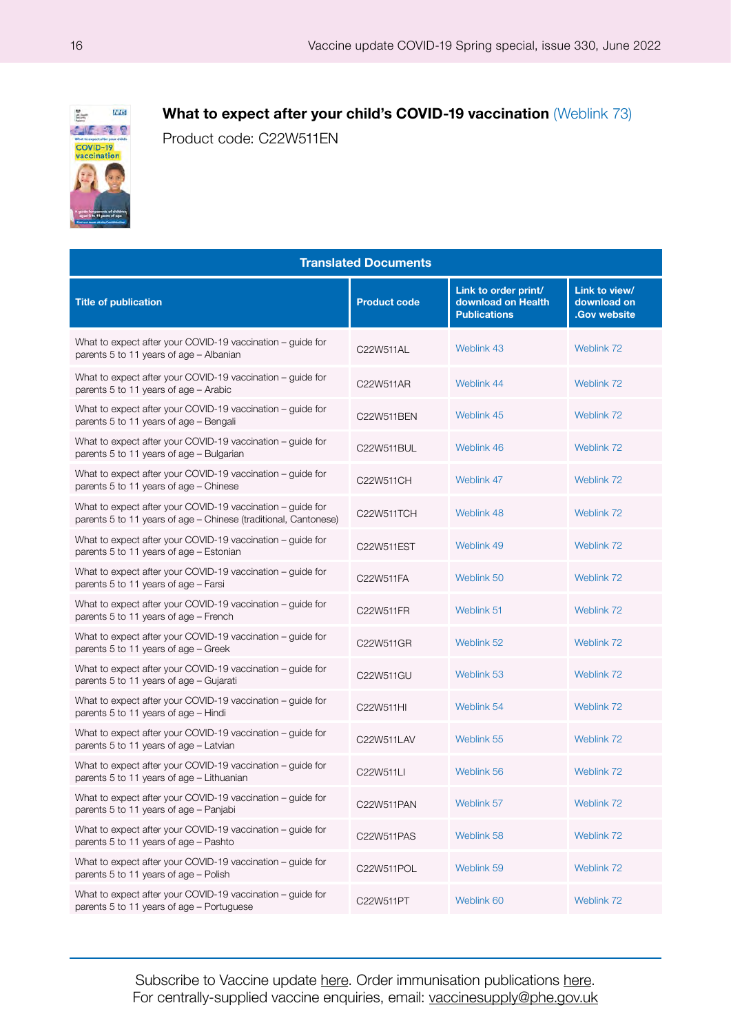### What to expect after your child's COVID-19 vaccination (Weblink 73)

Product code: C22W511EN

| Translated Documents | | | |
|---|---|---|---|
| **Title of publication** | **Product code** | **Link to order print/ download on Health Publications** | **Link to view/ download on .Gov website** |
| What to expect after your COVID-19 vaccination – guide for parents 5 to 11 years of age – Albanian | C22W511AL | Weblink 43 | Weblink 72 |
| What to expect after your COVID-19 vaccination – guide for parents 5 to 11 years of age – Arabic | C22W511AR | Weblink 44 | Weblink 72 |
| What to expect after your COVID-19 vaccination – guide for parents 5 to 11 years of age – Bengali | C22W511BEN | Weblink 45 | Weblink 72 |
| What to expect after your COVID-19 vaccination – guide for parents 5 to 11 years of age – Bulgarian | C22W511BUL | Weblink 46 | Weblink 72 |
| What to expect after your COVID-19 vaccination – guide for parents 5 to 11 years of age – Chinese | C22W511CH | Weblink 47 | Weblink 72 |
| What to expect after your COVID-19 vaccination – guide for parents 5 to 11 years of age – Chinese (traditional, Cantonese) | C22W511TCH | Weblink 48 | Weblink 72 |
| What to expect after your COVID-19 vaccination – guide for parents 5 to 11 years of age – Estonian | C22W511EST | Weblink 49 | Weblink 72 |
| What to expect after your COVID-19 vaccination – guide for parents 5 to 11 years of age – Farsi | C22W511FA | Weblink 50 | Weblink 72 |
| What to expect after your COVID-19 vaccination – guide for parents 5 to 11 years of age – French | C22W511FR | Weblink 51 | Weblink 72 |
| What to expect after your COVID-19 vaccination – guide for parents 5 to 11 years of age – Greek | C22W511GR | Weblink 52 | Weblink 72 |
| What to expect after your COVID-19 vaccination – guide for parents 5 to 11 years of age – Gujarati | C22W511GU | Weblink 53 | Weblink 72 |
| What to expect after your COVID-19 vaccination – guide for parents 5 to 11 years of age – Hindi | C22W511HI | Weblink 54 | Weblink 72 |
| What to expect after your COVID-19 vaccination – guide for parents 5 to 11 years of age – Latvian | C22W511LAV | Weblink 55 | Weblink 72 |
| What to expect after your COVID-19 vaccination – guide for parents 5 to 11 years of age – Lithuanian | C22W511LI | Weblink 56 | Weblink 72 |
| What to expect after your COVID-19 vaccination – guide for parents 5 to 11 years of age – Panjabi | C22W511PAN | Weblink 57 | Weblink 72 |
| What to expect after your COVID-19 vaccination – guide for parents 5 to 11 years of age – Pashto | C22W511PAS | Weblink 58 | Weblink 72 |
| What to expect after your COVID-19 vaccination – guide for parents 5 to 11 years of age – Polish | C22W511POL | Weblink 59 | Weblink 72 |
| What to expect after your COVID-19 vaccination – guide for parents 5 to 11 years of age – Portuguese | C22W511PT | Weblink 60 | Weblink 72 |

Subscribe to Vaccine update here. Order immunisation publications here.
For centrally-supplied vaccine enquiries, email: vaccinesupply@phe.gov.uk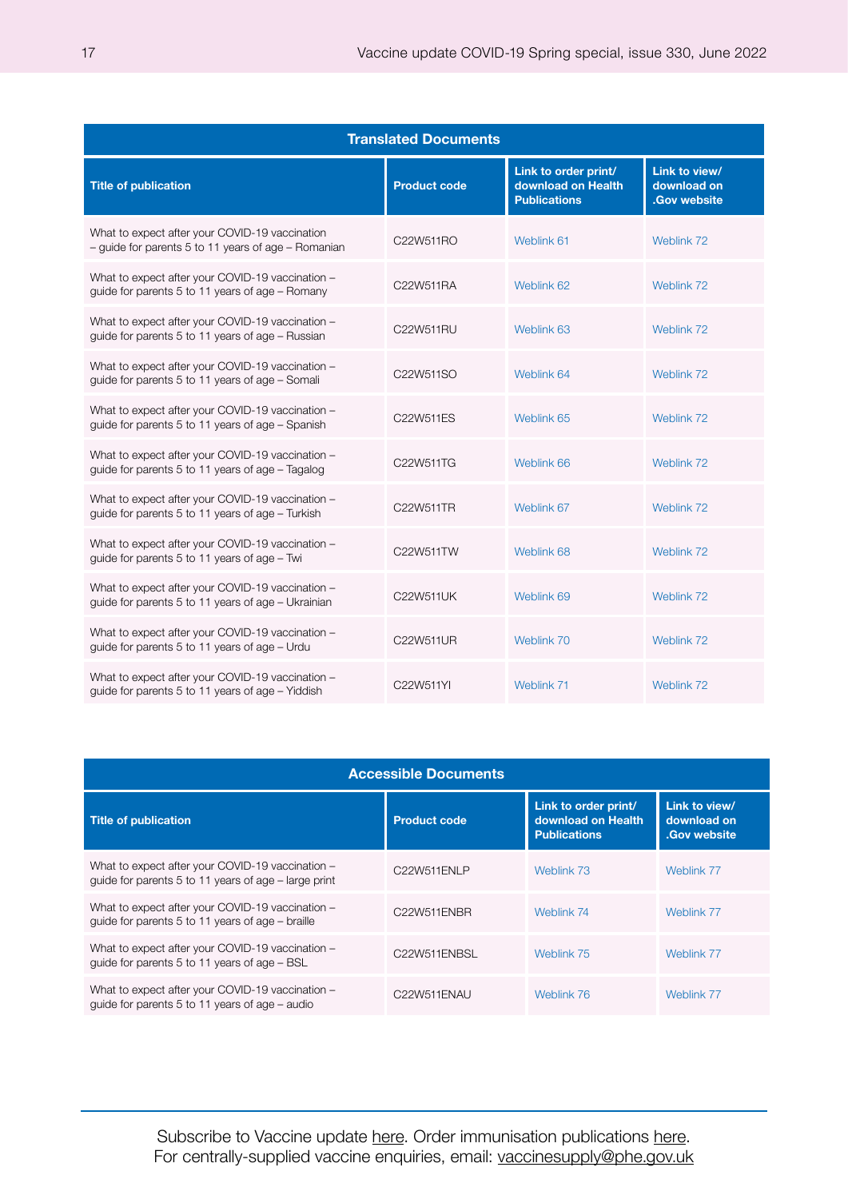| Translated Documents | | | |
|---|---|---|---|
| **Title of publication** | **Product code** | **Link to order print/ download on Health Publications** | **Link to view/ download on .Gov website** |
| What to expect after your COVID-19 vaccination – guide for parents 5 to 11 years of age – Romanian | C22W511RO | Weblink 61 | Weblink 72 |
| What to expect after your COVID-19 vaccination – guide for parents 5 to 11 years of age – Romany | C22W511RA | Weblink 62 | Weblink 72 |
| What to expect after your COVID-19 vaccination – guide for parents 5 to 11 years of age – Russian | C22W511RU | Weblink 63 | Weblink 72 |
| What to expect after your COVID-19 vaccination – guide for parents 5 to 11 years of age – Somali | C22W511SO | Weblink 64 | Weblink 72 |
| What to expect after your COVID-19 vaccination – guide for parents 5 to 11 years of age – Spanish | C22W511ES | Weblink 65 | Weblink 72 |
| What to expect after your COVID-19 vaccination – guide for parents 5 to 11 years of age – Tagalog | C22W511TG | Weblink 66 | Weblink 72 |
| What to expect after your COVID-19 vaccination – guide for parents 5 to 11 years of age – Turkish | C22W511TR | Weblink 67 | Weblink 72 |
| What to expect after your COVID-19 vaccination – guide for parents 5 to 11 years of age – Twi | C22W511TW | Weblink 68 | Weblink 72 |
| What to expect after your COVID-19 vaccination – guide for parents 5 to 11 years of age – Ukrainian | C22W511UK | Weblink 69 | Weblink 72 |
| What to expect after your COVID-19 vaccination – guide for parents 5 to 11 years of age – Urdu | C22W511UR | Weblink 70 | Weblink 72 |
| What to expect after your COVID-19 vaccination – guide for parents 5 to 11 years of age – Yiddish | C22W511YI | Weblink 71 | Weblink 72 |

| Accessible Documents | | | |
|---|---|---|---|
| **Title of publication** | **Product code** | **Link to order print/ download on Health Publications** | **Link to view/ download on .Gov website** |
| What to expect after your COVID-19 vaccination – guide for parents 5 to 11 years of age – large print | C22W511ENLP | Weblink 73 | Weblink 77 |
| What to expect after your COVID-19 vaccination – guide for parents 5 to 11 years of age – braille | C22W511ENBR | Weblink 74 | Weblink 77 |
| What to expect after your COVID-19 vaccination – guide for parents 5 to 11 years of age – BSL | C22W511ENBSL | Weblink 75 | Weblink 77 |
| What to expect after your COVID-19 vaccination – guide for parents 5 to 11 years of age – audio | C22W511ENAU | Weblink 76 | Weblink 77 |

Subscribe to Vaccine update here. Order immunisation publications here.
For centrally-supplied vaccine enquiries, email: vaccinesupply@phe.gov.uk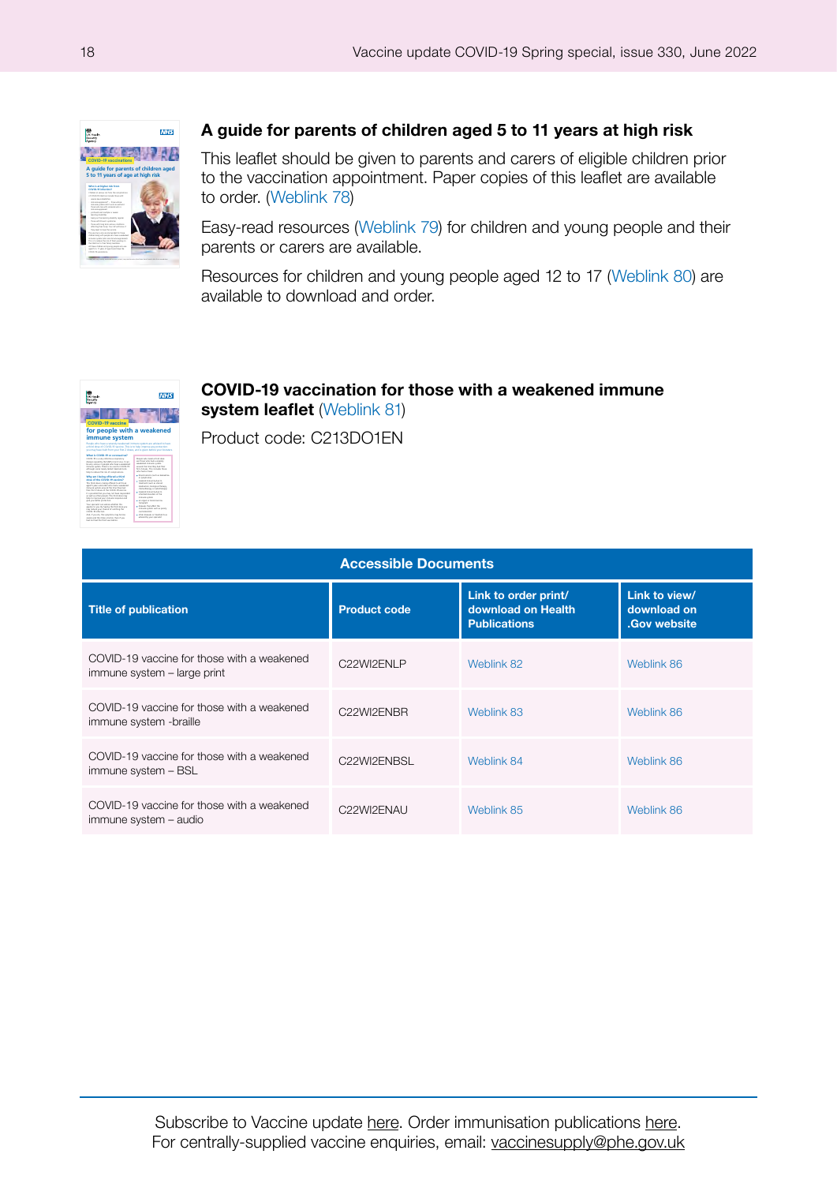## A guide for parents of children aged 5 to 11 years at high risk

This leaflet should be given to parents and carers of eligible children prior to the vaccination appointment. Paper copies of this leaflet are available to order. (Weblink 78)

Easy-read resources (Weblink 79) for children and young people and their parents or carers are available.

Resources for children and young people aged 12 to 17 (Weblink 80) are available to download and order.

## COVID-19 vaccination for those with a weakened immune system leaflet (Weblink 81)

Product code: C213DO1EN

| Accessible Documents | | | |
|---|---|---|---|
| **Title of publication** | **Product code** | **Link to order print/ download on Health Publications** | **Link to view/ download on .Gov website** |
| COVID-19 vaccine for those with a weakened immune system – large print | C22WI2ENLP | Weblink 82 | Weblink 86 |
| COVID-19 vaccine for those with a weakened immune system -braille | C22WI2ENBR | Weblink 83 | Weblink 86 |
| COVID-19 vaccine for those with a weakened immune system – BSL | C22WI2ENBSL | Weblink 84 | Weblink 86 |
| COVID-19 vaccine for those with a weakened immune system – audio | C22WI2ENAU | Weblink 85 | Weblink 86 |

Subscribe to Vaccine update here. Order immunisation publications here.
For centrally-supplied vaccine enquiries, email: vaccinesupply@phe.gov.uk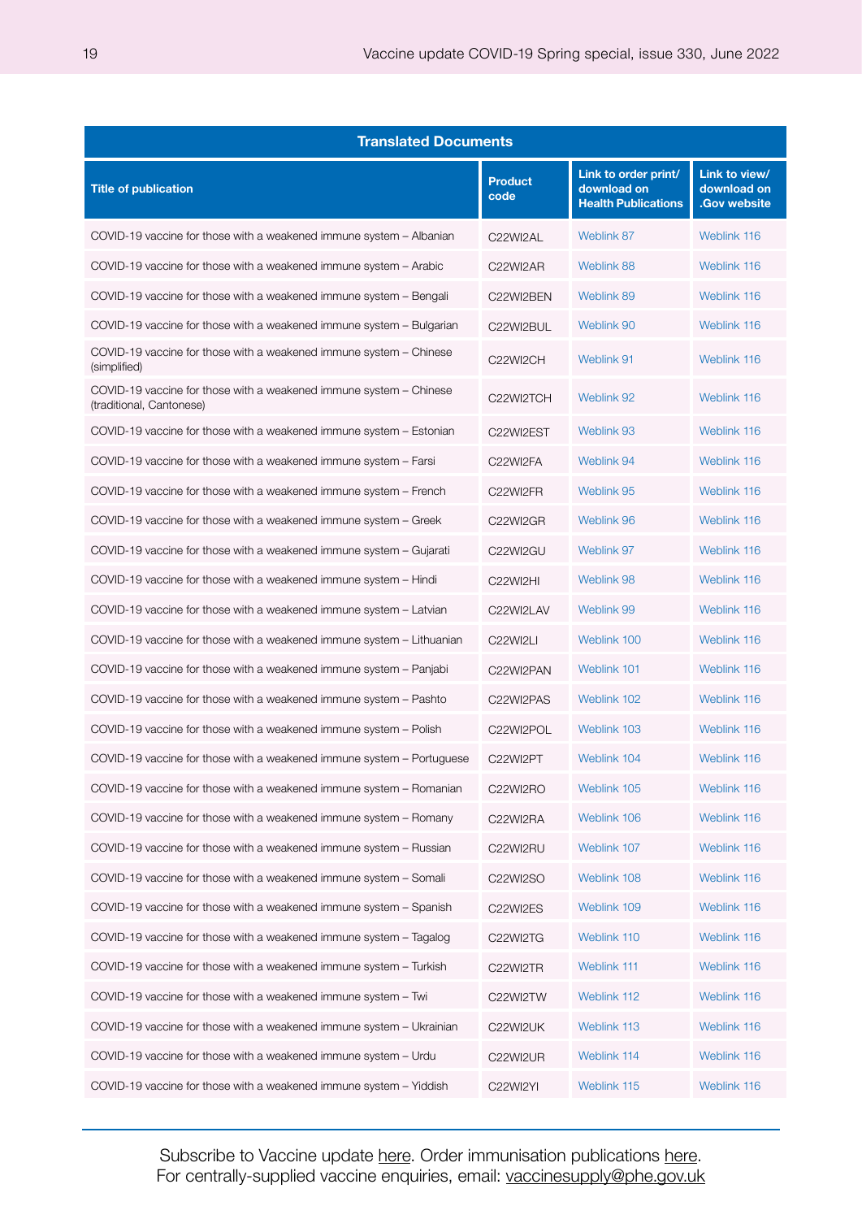| Translated Documents | | | |
|---|---|---|---|
| **Title of publication** | **Product code** | **Link to order print/ download on Health Publications** | **Link to view/ download on .Gov website** |
| COVID-19 vaccine for those with a weakened immune system – Albanian | C22WI2AL | Weblink 87 | Weblink 116 |
| COVID-19 vaccine for those with a weakened immune system – Arabic | C22WI2AR | Weblink 88 | Weblink 116 |
| COVID-19 vaccine for those with a weakened immune system – Bengali | C22WI2BEN | Weblink 89 | Weblink 116 |
| COVID-19 vaccine for those with a weakened immune system – Bulgarian | C22WI2BUL | Weblink 90 | Weblink 116 |
| COVID-19 vaccine for those with a weakened immune system – Chinese (simplified) | C22WI2CH | Weblink 91 | Weblink 116 |
| COVID-19 vaccine for those with a weakened immune system – Chinese (traditional, Cantonese) | C22WI2TCH | Weblink 92 | Weblink 116 |
| COVID-19 vaccine for those with a weakened immune system – Estonian | C22WI2EST | Weblink 93 | Weblink 116 |
| COVID-19 vaccine for those with a weakened immune system – Farsi | C22WI2FA | Weblink 94 | Weblink 116 |
| COVID-19 vaccine for those with a weakened immune system – French | C22WI2FR | Weblink 95 | Weblink 116 |
| COVID-19 vaccine for those with a weakened immune system – Greek | C22WI2GR | Weblink 96 | Weblink 116 |
| COVID-19 vaccine for those with a weakened immune system – Gujarati | C22WI2GU | Weblink 97 | Weblink 116 |
| COVID-19 vaccine for those with a weakened immune system – Hindi | C22WI2HI | Weblink 98 | Weblink 116 |
| COVID-19 vaccine for those with a weakened immune system – Latvian | C22WI2LAV | Weblink 99 | Weblink 116 |
| COVID-19 vaccine for those with a weakened immune system – Lithuanian | C22WI2LI | Weblink 100 | Weblink 116 |
| COVID-19 vaccine for those with a weakened immune system – Panjabi | C22WI2PAN | Weblink 101 | Weblink 116 |
| COVID-19 vaccine for those with a weakened immune system – Pashto | C22WI2PAS | Weblink 102 | Weblink 116 |
| COVID-19 vaccine for those with a weakened immune system – Polish | C22WI2POL | Weblink 103 | Weblink 116 |
| COVID-19 vaccine for those with a weakened immune system – Portuguese | C22WI2PT | Weblink 104 | Weblink 116 |
| COVID-19 vaccine for those with a weakened immune system – Romanian | C22WI2RO | Weblink 105 | Weblink 116 |
| COVID-19 vaccine for those with a weakened immune system – Romany | C22WI2RA | Weblink 106 | Weblink 116 |
| COVID-19 vaccine for those with a weakened immune system – Russian | C22WI2RU | Weblink 107 | Weblink 116 |
| COVID-19 vaccine for those with a weakened immune system – Somali | C22WI2SO | Weblink 108 | Weblink 116 |
| COVID-19 vaccine for those with a weakened immune system – Spanish | C22WI2ES | Weblink 109 | Weblink 116 |
| COVID-19 vaccine for those with a weakened immune system – Tagalog | C22WI2TG | Weblink 110 | Weblink 116 |
| COVID-19 vaccine for those with a weakened immune system – Turkish | C22WI2TR | Weblink 111 | Weblink 116 |
| COVID-19 vaccine for those with a weakened immune system – Twi | C22WI2TW | Weblink 112 | Weblink 116 |
| COVID-19 vaccine for those with a weakened immune system – Ukrainian | C22WI2UK | Weblink 113 | Weblink 116 |
| COVID-19 vaccine for those with a weakened immune system – Urdu | C22WI2UR | Weblink 114 | Weblink 116 |
| COVID-19 vaccine for those with a weakened immune system – Yiddish | C22WI2YI | Weblink 115 | Weblink 116 |

Subscribe to Vaccine update here. Order immunisation publications here.
For centrally-supplied vaccine enquiries, email: vaccinesupply@phe.gov.uk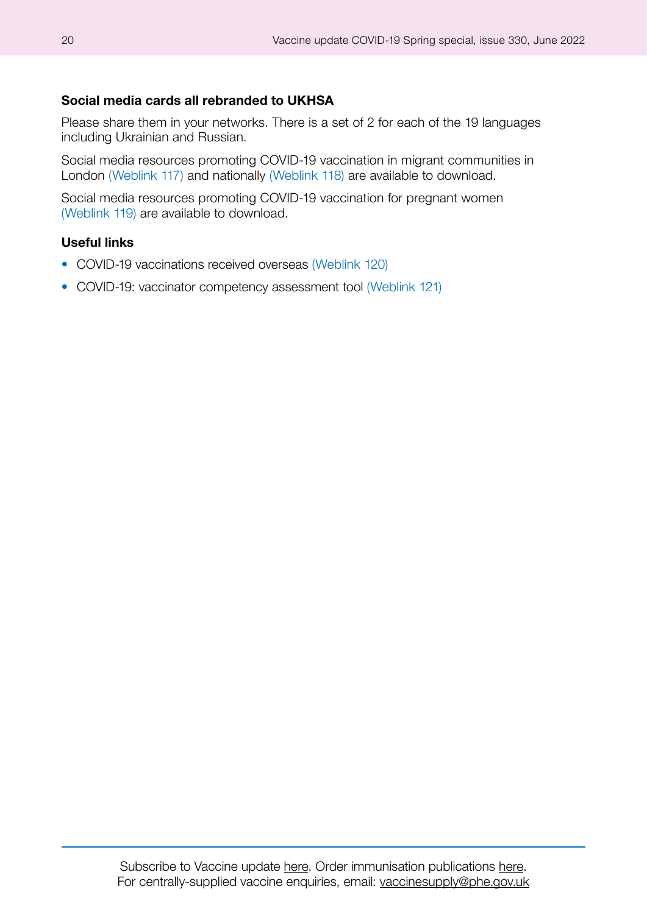**Social media cards all rebranded to UKHSA**

Please share them in your networks. There is a set of 2 for each of the 19 languages including Ukrainian and Russian.

Social media resources promoting COVID-19 vaccination in migrant communities in London (Weblink 117) and nationally (Weblink 118) are available to download.

Social media resources promoting COVID-19 vaccination for pregnant women (Weblink 119) are available to download.

**Useful links**

- COVID-19 vaccinations received overseas (Weblink 120)
- COVID-19: vaccinator competency assessment tool (Weblink 121)

Subscribe to Vaccine update here. Order immunisation publications here.
For centrally-supplied vaccine enquiries, email: vaccinesupply@phe.gov.uk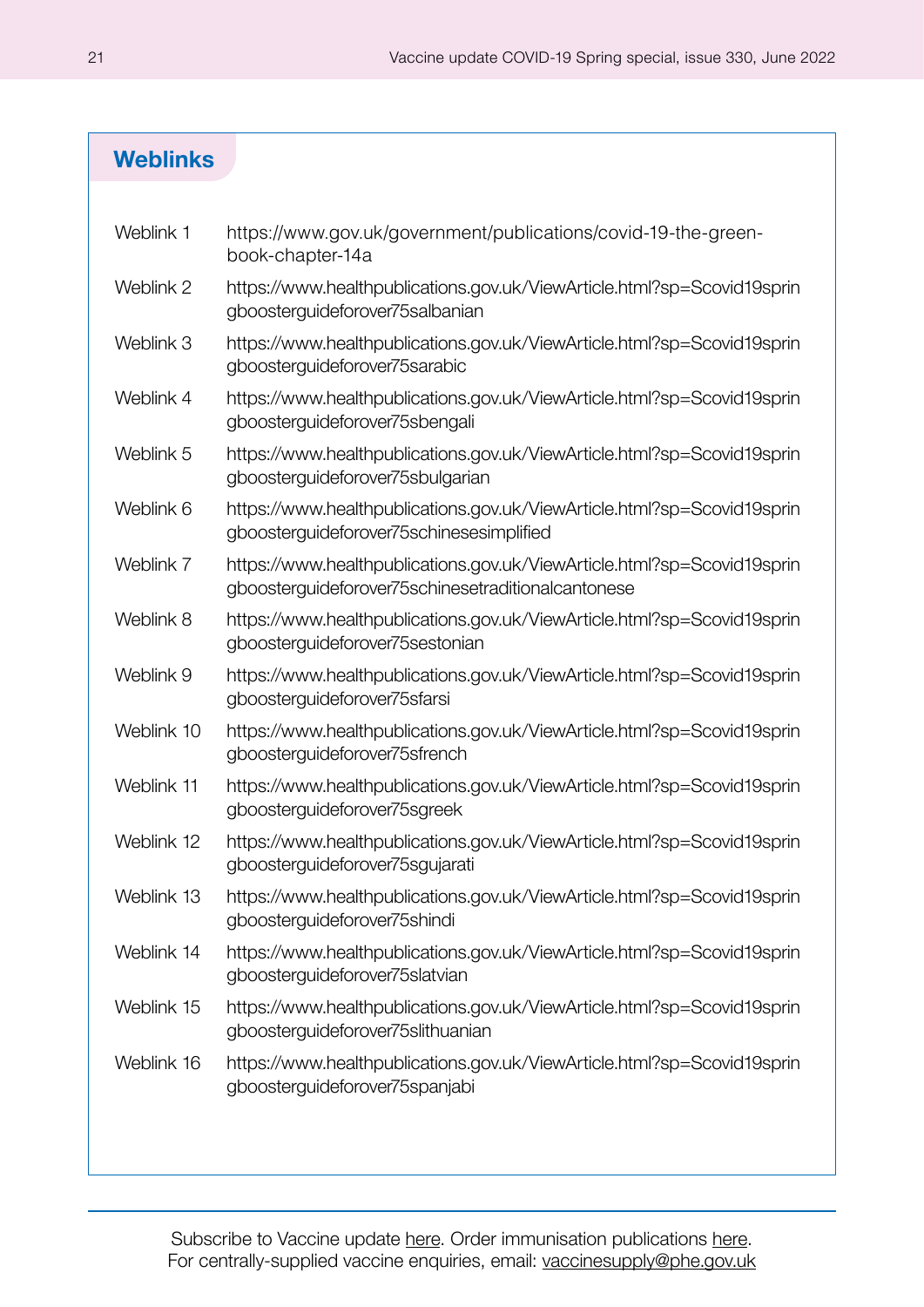## Weblinks

| | |
|---|---|
| Weblink 1 | https://www.gov.uk/government/publications/covid-19-the-green-book-chapter-14a |
| Weblink 2 | https://www.healthpublications.gov.uk/ViewArticle.html?sp=Scovid19springboosterguideforover75salbanian |
| Weblink 3 | https://www.healthpublications.gov.uk/ViewArticle.html?sp=Scovid19springboosterguideforover75sarabic |
| Weblink 4 | https://www.healthpublications.gov.uk/ViewArticle.html?sp=Scovid19springboosterguideforover75sbengali |
| Weblink 5 | https://www.healthpublications.gov.uk/ViewArticle.html?sp=Scovid19springboosterguideforover75sbulgarian |
| Weblink 6 | https://www.healthpublications.gov.uk/ViewArticle.html?sp=Scovid19springboosterguideforover75schinesesimplified |
| Weblink 7 | https://www.healthpublications.gov.uk/ViewArticle.html?sp=Scovid19springboosterguideforover75schinesetraditionalcantonese |
| Weblink 8 | https://www.healthpublications.gov.uk/ViewArticle.html?sp=Scovid19springboosterguideforover75sestonian |
| Weblink 9 | https://www.healthpublications.gov.uk/ViewArticle.html?sp=Scovid19springboosterguideforover75sfarsi |
| Weblink 10 | https://www.healthpublications.gov.uk/ViewArticle.html?sp=Scovid19springboosterguideforover75sfrench |
| Weblink 11 | https://www.healthpublications.gov.uk/ViewArticle.html?sp=Scovid19springboosterguideforover75sgreek |
| Weblink 12 | https://www.healthpublications.gov.uk/ViewArticle.html?sp=Scovid19springboosterguideforover75sgujarati |
| Weblink 13 | https://www.healthpublications.gov.uk/ViewArticle.html?sp=Scovid19springboosterguideforover75shindi |
| Weblink 14 | https://www.healthpublications.gov.uk/ViewArticle.html?sp=Scovid19springboosterguideforover75slatvian |
| Weblink 15 | https://www.healthpublications.gov.uk/ViewArticle.html?sp=Scovid19springboosterguideforover75slithuanian |
| Weblink 16 | https://www.healthpublications.gov.uk/ViewArticle.html?sp=Scovid19springboosterguideforover75spanjabi |

Subscribe to Vaccine update here. Order immunisation publications here.
For centrally-supplied vaccine enquiries, email: vaccinesupply@phe.gov.uk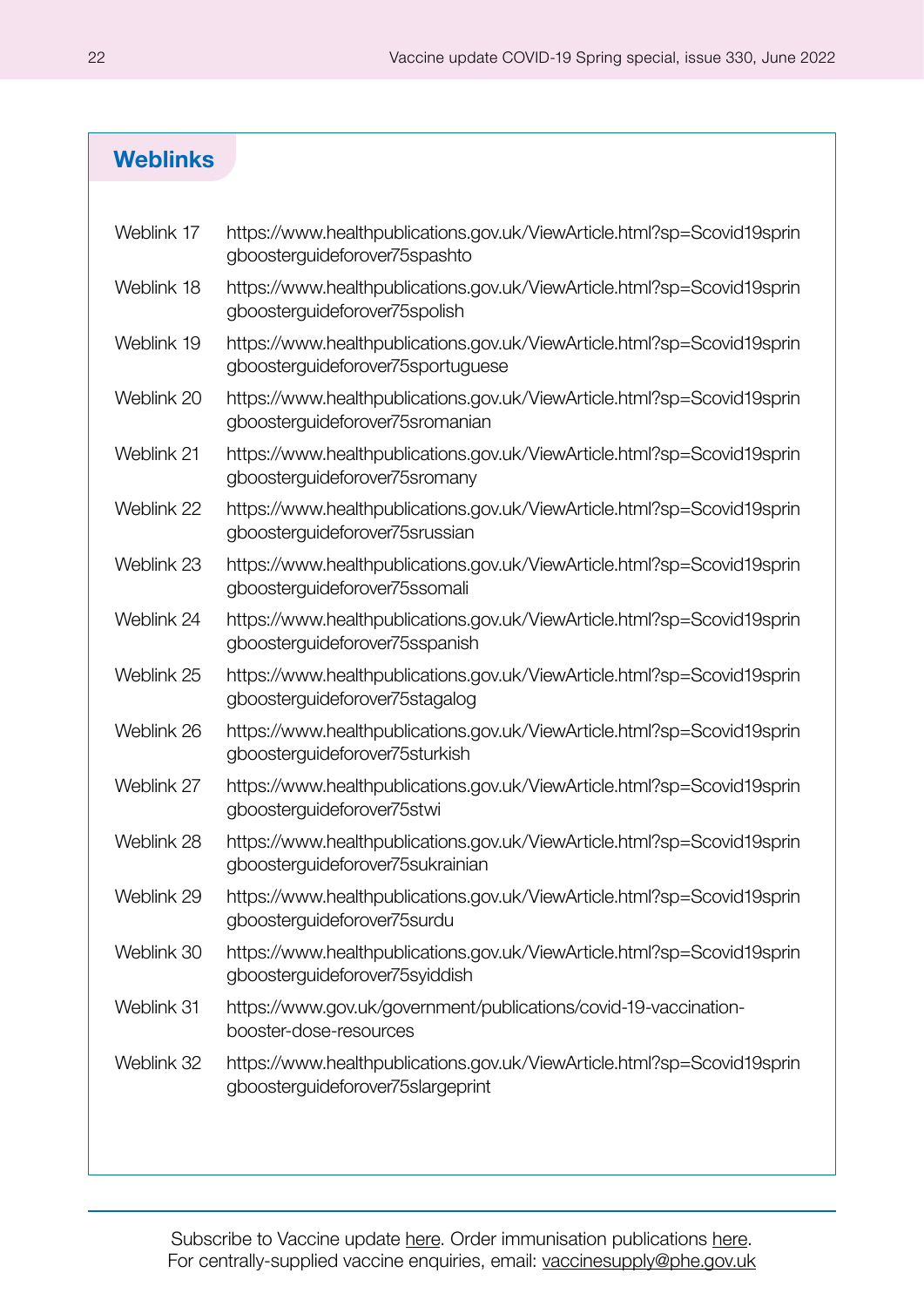## Weblinks

| | |
|---|---|
| Weblink 17 | https://www.healthpublications.gov.uk/ViewArticle.html?sp=Scovid19springboosterguideforover75spashto |
| Weblink 18 | https://www.healthpublications.gov.uk/ViewArticle.html?sp=Scovid19springboosterguideforover75spolish |
| Weblink 19 | https://www.healthpublications.gov.uk/ViewArticle.html?sp=Scovid19springboosterguideforover75sportuguese |
| Weblink 20 | https://www.healthpublications.gov.uk/ViewArticle.html?sp=Scovid19springboosterguideforover75sromanian |
| Weblink 21 | https://www.healthpublications.gov.uk/ViewArticle.html?sp=Scovid19springboosterguideforover75sromany |
| Weblink 22 | https://www.healthpublications.gov.uk/ViewArticle.html?sp=Scovid19springboosterguideforover75srussian |
| Weblink 23 | https://www.healthpublications.gov.uk/ViewArticle.html?sp=Scovid19springboosterguideforover75ssomali |
| Weblink 24 | https://www.healthpublications.gov.uk/ViewArticle.html?sp=Scovid19springboosterguideforover75sspanish |
| Weblink 25 | https://www.healthpublications.gov.uk/ViewArticle.html?sp=Scovid19springboosterguideforover75stagalog |
| Weblink 26 | https://www.healthpublications.gov.uk/ViewArticle.html?sp=Scovid19springboosterguideforover75sturkish |
| Weblink 27 | https://www.healthpublications.gov.uk/ViewArticle.html?sp=Scovid19springboosterguideforover75stwi |
| Weblink 28 | https://www.healthpublications.gov.uk/ViewArticle.html?sp=Scovid19springboosterguideforover75sukrainian |
| Weblink 29 | https://www.healthpublications.gov.uk/ViewArticle.html?sp=Scovid19springboosterguideforover75surdu |
| Weblink 30 | https://www.healthpublications.gov.uk/ViewArticle.html?sp=Scovid19springboosterguideforover75syiddish |
| Weblink 31 | https://www.gov.uk/government/publications/covid-19-vaccination-booster-dose-resources |
| Weblink 32 | https://www.healthpublications.gov.uk/ViewArticle.html?sp=Scovid19springboosterguideforover75slargeprint |

Subscribe to Vaccine update here. Order immunisation publications here.
For centrally-supplied vaccine enquiries, email: vaccinesupply@phe.gov.uk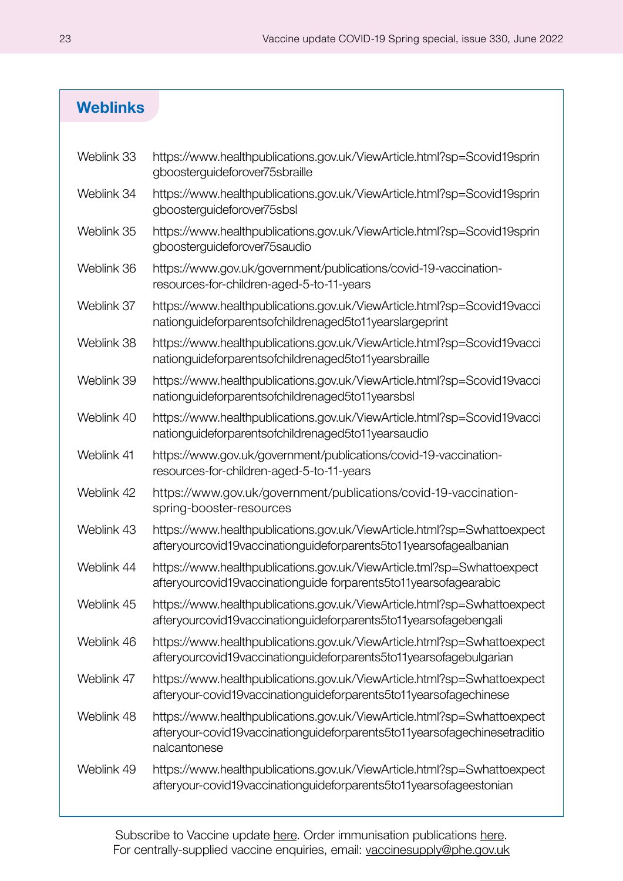## Weblinks

| | |
|---|---|
| Weblink 33 | https://www.healthpublications.gov.uk/ViewArticle.html?sp=Scovid19springboosterguideforover75sbraille |
| Weblink 34 | https://www.healthpublications.gov.uk/ViewArticle.html?sp=Scovid19springboosterguideforover75sbsl |
| Weblink 35 | https://www.healthpublications.gov.uk/ViewArticle.html?sp=Scovid19springboosterguideforover75saudio |
| Weblink 36 | https://www.gov.uk/government/publications/covid-19-vaccination-resources-for-children-aged-5-to-11-years |
| Weblink 37 | https://www.healthpublications.gov.uk/ViewArticle.html?sp=Scovid19vaccinationguideforparentsofchildrenaged5to11yearslargeprint |
| Weblink 38 | https://www.healthpublications.gov.uk/ViewArticle.html?sp=Scovid19vaccinationguideforparentsofchildrenaged5to11yearsbraille |
| Weblink 39 | https://www.healthpublications.gov.uk/ViewArticle.html?sp=Scovid19vaccinationguideforparentsofchildrenaged5to11yearsbsl |
| Weblink 40 | https://www.healthpublications.gov.uk/ViewArticle.html?sp=Scovid19vaccinationguideforparentsofchildrenaged5to11yearsaudio |
| Weblink 41 | https://www.gov.uk/government/publications/covid-19-vaccination-resources-for-children-aged-5-to-11-years |
| Weblink 42 | https://www.gov.uk/government/publications/covid-19-vaccination-spring-booster-resources |
| Weblink 43 | https://www.healthpublications.gov.uk/ViewArticle.html?sp=Swhattoexpectafteryourcovid19vaccinationguideforparents5to11yearsofagealbanian |
| Weblink 44 | https://www.healthpublications.gov.uk/ViewArticle.tml?sp=Swhattoexpectafteryourcovid19vaccinationguide forparents5to11yearsofagearabic |
| Weblink 45 | https://www.healthpublications.gov.uk/ViewArticle.html?sp=Swhattoexpectafteryourcovid19vaccinationguideforparents5to11yearsofagebengali |
| Weblink 46 | https://www.healthpublications.gov.uk/ViewArticle.html?sp=Swhattoexpectafteryourcovid19vaccinationguideforparents5to11yearsofagebulgarian |
| Weblink 47 | https://www.healthpublications.gov.uk/ViewArticle.html?sp=Swhattoexpectafteryour-covid19vaccinationguideforparents5to11yearsofagechinese |
| Weblink 48 | https://www.healthpublications.gov.uk/ViewArticle.html?sp=Swhattoexpectafteryour-covid19vaccinationguideforparents5to11yearsofagechinesetraditionalcantonese |
| Weblink 49 | https://www.healthpublications.gov.uk/ViewArticle.html?sp=Swhattoexpectafteryour-covid19vaccinationguideforparents5to11yearsofageestonian |

Subscribe to Vaccine update here. Order immunisation publications here.
For centrally-supplied vaccine enquiries, email: vaccinesupply@phe.gov.uk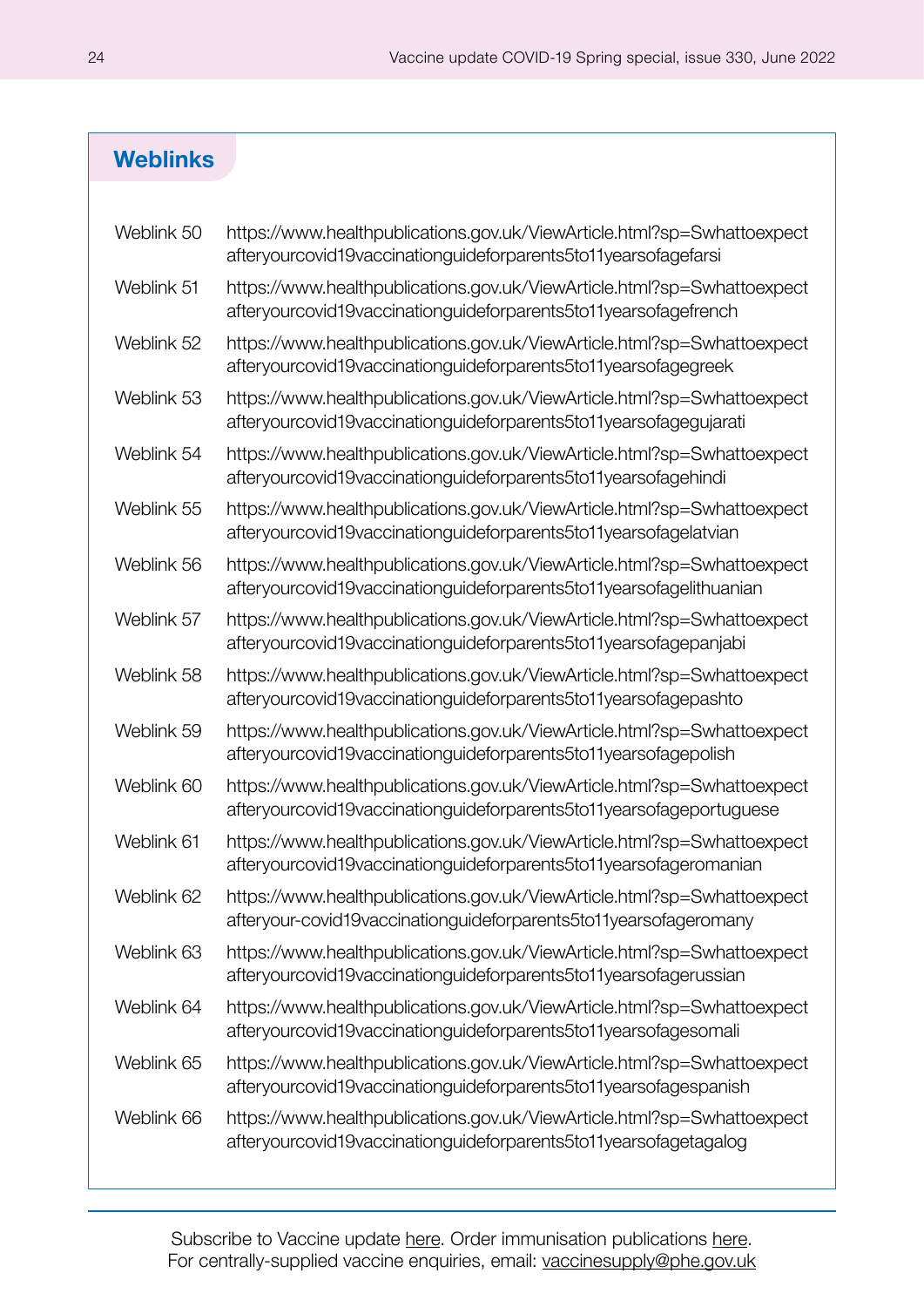## Weblinks

| | |
|---|---|
| Weblink 50 | https://www.healthpublications.gov.uk/ViewArticle.html?sp=Swhattoexpectafteryourcovid19vaccinationguideforparents5to11yearsofagefarsi |
| Weblink 51 | https://www.healthpublications.gov.uk/ViewArticle.html?sp=Swhattoexpectafteryourcovid19vaccinationguideforparents5to11yearsofagefrench |
| Weblink 52 | https://www.healthpublications.gov.uk/ViewArticle.html?sp=Swhattoexpectafteryourcovid19vaccinationguideforparents5to11yearsofagegreek |
| Weblink 53 | https://www.healthpublications.gov.uk/ViewArticle.html?sp=Swhattoexpectafteryourcovid19vaccinationguideforparents5to11yearsofagegujarati |
| Weblink 54 | https://www.healthpublications.gov.uk/ViewArticle.html?sp=Swhattoexpectafteryourcovid19vaccinationguideforparents5to11yearsofagehindi |
| Weblink 55 | https://www.healthpublications.gov.uk/ViewArticle.html?sp=Swhattoexpectafteryourcovid19vaccinationguideforparents5to11yearsofagelatvian |
| Weblink 56 | https://www.healthpublications.gov.uk/ViewArticle.html?sp=Swhattoexpectafteryourcovid19vaccinationguideforparents5to11yearsofagelithuanian |
| Weblink 57 | https://www.healthpublications.gov.uk/ViewArticle.html?sp=Swhattoexpectafteryourcovid19vaccinationguideforparents5to11yearsofagepanjabi |
| Weblink 58 | https://www.healthpublications.gov.uk/ViewArticle.html?sp=Swhattoexpectafteryourcovid19vaccinationguideforparents5to11yearsofagepashto |
| Weblink 59 | https://www.healthpublications.gov.uk/ViewArticle.html?sp=Swhattoexpectafteryourcovid19vaccinationguideforparents5to11yearsofagepolish |
| Weblink 60 | https://www.healthpublications.gov.uk/ViewArticle.html?sp=Swhattoexpectafteryourcovid19vaccinationguideforparents5to11yearsofageportuguese |
| Weblink 61 | https://www.healthpublications.gov.uk/ViewArticle.html?sp=Swhattoexpectafteryourcovid19vaccinationguideforparents5to11yearsofageromanian |
| Weblink 62 | https://www.healthpublications.gov.uk/ViewArticle.html?sp=Swhattoexpectafteryour-covid19vaccinationguideforparents5to11yearsofageromany |
| Weblink 63 | https://www.healthpublications.gov.uk/ViewArticle.html?sp=Swhattoexpectafteryourcovid19vaccinationguideforparents5to11yearsofagerussian |
| Weblink 64 | https://www.healthpublications.gov.uk/ViewArticle.html?sp=Swhattoexpectafteryourcovid19vaccinationguideforparents5to11yearsofagesomali |
| Weblink 65 | https://www.healthpublications.gov.uk/ViewArticle.html?sp=Swhattoexpectafteryourcovid19vaccinationguideforparents5to11yearsofagespanish |
| Weblink 66 | https://www.healthpublications.gov.uk/ViewArticle.html?sp=Swhattoexpectafteryourcovid19vaccinationguideforparents5to11yearsofagetagalog |

Subscribe to Vaccine update here. Order immunisation publications here.
For centrally-supplied vaccine enquiries, email: vaccinesupply@phe.gov.uk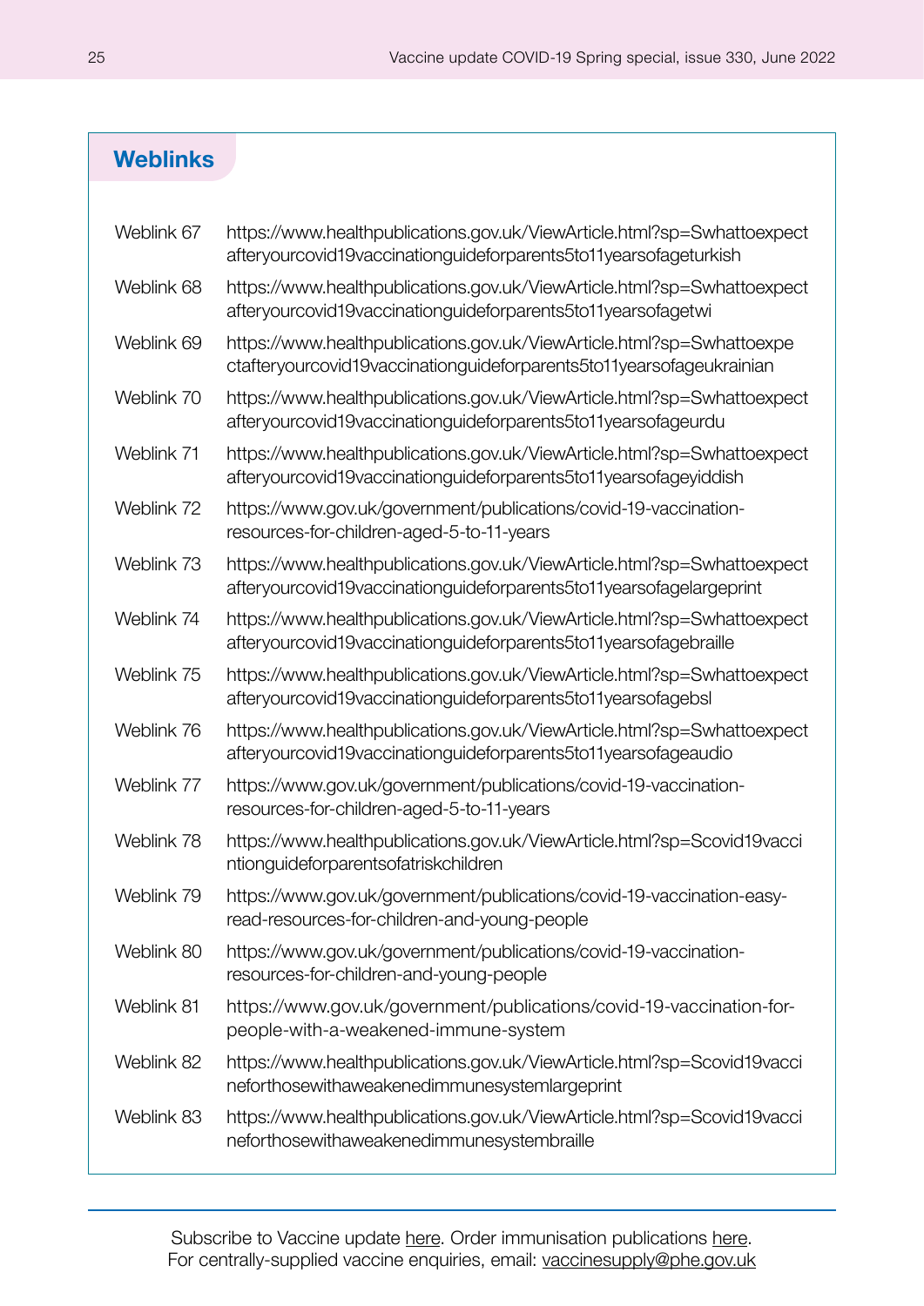## Weblinks

| | |
|---|---|
| Weblink 67 | https://www.healthpublications.gov.uk/ViewArticle.html?sp=Swhattoexpectafteryourcovid19vaccinationguideforparents5to11yearsofageturkish |
| Weblink 68 | https://www.healthpublications.gov.uk/ViewArticle.html?sp=Swhattoexpectafteryourcovid19vaccinationguideforparents5to11yearsofagetwi |
| Weblink 69 | https://www.healthpublications.gov.uk/ViewArticle.html?sp=Swhattoexpectafteryourcovid19vaccinationguideforparents5to11yearsofageukrainian |
| Weblink 70 | https://www.healthpublications.gov.uk/ViewArticle.html?sp=Swhattoexpectafteryourcovid19vaccinationguideforparents5to11yearsofageurdu |
| Weblink 71 | https://www.healthpublications.gov.uk/ViewArticle.html?sp=Swhattoexpectafteryourcovid19vaccinationguideforparents5to11yearsofageyiddish |
| Weblink 72 | https://www.gov.uk/government/publications/covid-19-vaccination-resources-for-children-aged-5-to-11-years |
| Weblink 73 | https://www.healthpublications.gov.uk/ViewArticle.html?sp=Swhattoexpectafteryourcovid19vaccinationguideforparents5to11yearsofagelargeprint |
| Weblink 74 | https://www.healthpublications.gov.uk/ViewArticle.html?sp=Swhattoexpectafteryourcovid19vaccinationguideforparents5to11yearsofagebraille |
| Weblink 75 | https://www.healthpublications.gov.uk/ViewArticle.html?sp=Swhattoexpectafteryourcovid19vaccinationguideforparents5to11yearsofagebsl |
| Weblink 76 | https://www.healthpublications.gov.uk/ViewArticle.html?sp=Swhattoexpectafteryourcovid19vaccinationguideforparents5to11yearsofageaudio |
| Weblink 77 | https://www.gov.uk/government/publications/covid-19-vaccination-resources-for-children-aged-5-to-11-years |
| Weblink 78 | https://www.healthpublications.gov.uk/ViewArticle.html?sp=Scovid19vaccintionguideforparentsofatriskchildren |
| Weblink 79 | https://www.gov.uk/government/publications/covid-19-vaccination-easy-read-resources-for-children-and-young-people |
| Weblink 80 | https://www.gov.uk/government/publications/covid-19-vaccination-resources-for-children-and-young-people |
| Weblink 81 | https://www.gov.uk/government/publications/covid-19-vaccination-for-people-with-a-weakened-immune-system |
| Weblink 82 | https://www.healthpublications.gov.uk/ViewArticle.html?sp=Scovid19vaccineforthosewithaweakenedimmunesystemlargeprint |
| Weblink 83 | https://www.healthpublications.gov.uk/ViewArticle.html?sp=Scovid19vaccineforthosewithaweakenedimmunesystembraille |

Subscribe to Vaccine update here. Order immunisation publications here.
For centrally-supplied vaccine enquiries, email: vaccinesupply@phe.gov.uk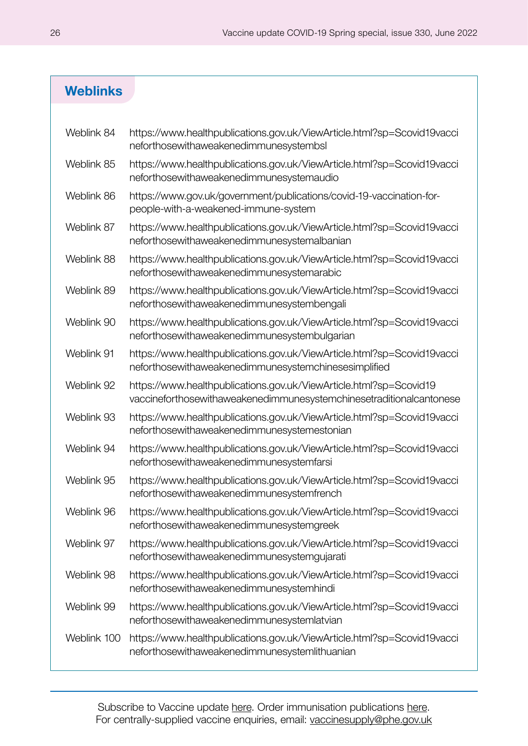## Weblinks

| | |
|---|---|
| Weblink 84 | https://www.healthpublications.gov.uk/ViewArticle.html?sp=Scovid19vaccineforthosewithaweakenedimmunesystembsl |
| Weblink 85 | https://www.healthpublications.gov.uk/ViewArticle.html?sp=Scovid19vaccineforthosewithaweakenedimmunesystemaudio |
| Weblink 86 | https://www.gov.uk/government/publications/covid-19-vaccination-for-people-with-a-weakened-immune-system |
| Weblink 87 | https://www.healthpublications.gov.uk/ViewArticle.html?sp=Scovid19vaccineforthosewithaweakenedimmunesystemalbanian |
| Weblink 88 | https://www.healthpublications.gov.uk/ViewArticle.html?sp=Scovid19vaccineforthosewithaweakenedimmunesystemarabic |
| Weblink 89 | https://www.healthpublications.gov.uk/ViewArticle.html?sp=Scovid19vaccineforthosewithaweakenedimmunesystembengali |
| Weblink 90 | https://www.healthpublications.gov.uk/ViewArticle.html?sp=Scovid19vaccineforthosewithaweakenedimmunesystembulgarian |
| Weblink 91 | https://www.healthpublications.gov.uk/ViewArticle.html?sp=Scovid19vaccineforthosewithaweakenedimmunesystemchinesesimplified |
| Weblink 92 | https://www.healthpublications.gov.uk/ViewArticle.html?sp=Scovid19vaccineforthosewithaweakenedimmunesystemchinesetraditionalcantonese |
| Weblink 93 | https://www.healthpublications.gov.uk/ViewArticle.html?sp=Scovid19vaccineforthosewithaweakenedimmunesystemestonian |
| Weblink 94 | https://www.healthpublications.gov.uk/ViewArticle.html?sp=Scovid19vaccineforthosewithaweakenedimmunesystemfarsi |
| Weblink 95 | https://www.healthpublications.gov.uk/ViewArticle.html?sp=Scovid19vaccineforthosewithaweakenedimmunesystemfrench |
| Weblink 96 | https://www.healthpublications.gov.uk/ViewArticle.html?sp=Scovid19vaccineforthosewithaweakenedimmunesystemgreek |
| Weblink 97 | https://www.healthpublications.gov.uk/ViewArticle.html?sp=Scovid19vaccineforthosewithaweakenedimmunesystemgujarati |
| Weblink 98 | https://www.healthpublications.gov.uk/ViewArticle.html?sp=Scovid19vaccineforthosewithaweakenedimmunesystemhindi |
| Weblink 99 | https://www.healthpublications.gov.uk/ViewArticle.html?sp=Scovid19vaccineforthosewithaweakenedimmunesystemlatvian |
| Weblink 100 | https://www.healthpublications.gov.uk/ViewArticle.html?sp=Scovid19vaccineforthosewithaweakenedimmunesystemlithuanian |

Subscribe to Vaccine update here. Order immunisation publications here.
For centrally-supplied vaccine enquiries, email: vaccinesupply@phe.gov.uk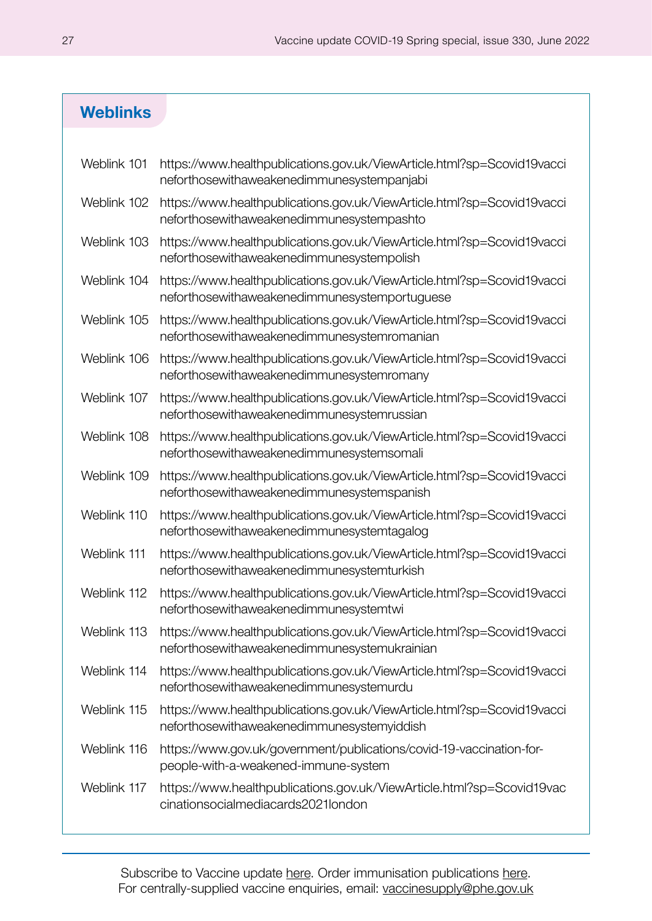## Weblinks

| | |
|---|---|
| Weblink 101 | https://www.healthpublications.gov.uk/ViewArticle.html?sp=Scovid19vaccineforthosewithaweakenedimmunesystempanjabi |
| Weblink 102 | https://www.healthpublications.gov.uk/ViewArticle.html?sp=Scovid19vaccineforthosewithaweakenedimmunesystempashto |
| Weblink 103 | https://www.healthpublications.gov.uk/ViewArticle.html?sp=Scovid19vaccineforthosewithaweakenedimmunesystempolish |
| Weblink 104 | https://www.healthpublications.gov.uk/ViewArticle.html?sp=Scovid19vaccineforthosewithaweakenedimmunesystemportuguese |
| Weblink 105 | https://www.healthpublications.gov.uk/ViewArticle.html?sp=Scovid19vaccineforthosewithaweakenedimmunesystemromanian |
| Weblink 106 | https://www.healthpublications.gov.uk/ViewArticle.html?sp=Scovid19vaccineforthosewithaweakenedimmunesystemromany |
| Weblink 107 | https://www.healthpublications.gov.uk/ViewArticle.html?sp=Scovid19vaccineforthosewithaweakenedimmunesystemrussian |
| Weblink 108 | https://www.healthpublications.gov.uk/ViewArticle.html?sp=Scovid19vaccineforthosewithaweakenedimmunesystemsomali |
| Weblink 109 | https://www.healthpublications.gov.uk/ViewArticle.html?sp=Scovid19vaccineforthosewithaweakenedimmunesystemspanish |
| Weblink 110 | https://www.healthpublications.gov.uk/ViewArticle.html?sp=Scovid19vaccineforthosewithaweakenedimmunesystemtagalog |
| Weblink 111 | https://www.healthpublications.gov.uk/ViewArticle.html?sp=Scovid19vaccineforthosewithaweakenedimmunesystemturkish |
| Weblink 112 | https://www.healthpublications.gov.uk/ViewArticle.html?sp=Scovid19vaccineforthosewithaweakenedimmunesystemtwi |
| Weblink 113 | https://www.healthpublications.gov.uk/ViewArticle.html?sp=Scovid19vaccineforthosewithaweakenedimmunesystemukrainian |
| Weblink 114 | https://www.healthpublications.gov.uk/ViewArticle.html?sp=Scovid19vaccineforthosewithaweakenedimmunesystemurdu |
| Weblink 115 | https://www.healthpublications.gov.uk/ViewArticle.html?sp=Scovid19vaccineforthosewithaweakenedimmunesystemyiddish |
| Weblink 116 | https://www.gov.uk/government/publications/covid-19-vaccination-for-people-with-a-weakened-immune-system |
| Weblink 117 | https://www.healthpublications.gov.uk/ViewArticle.html?sp=Scovid19vaccinationsocialmediacards2021london |

Subscribe to Vaccine update here. Order immunisation publications here.
For centrally-supplied vaccine enquiries, email: vaccinesupply@phe.gov.uk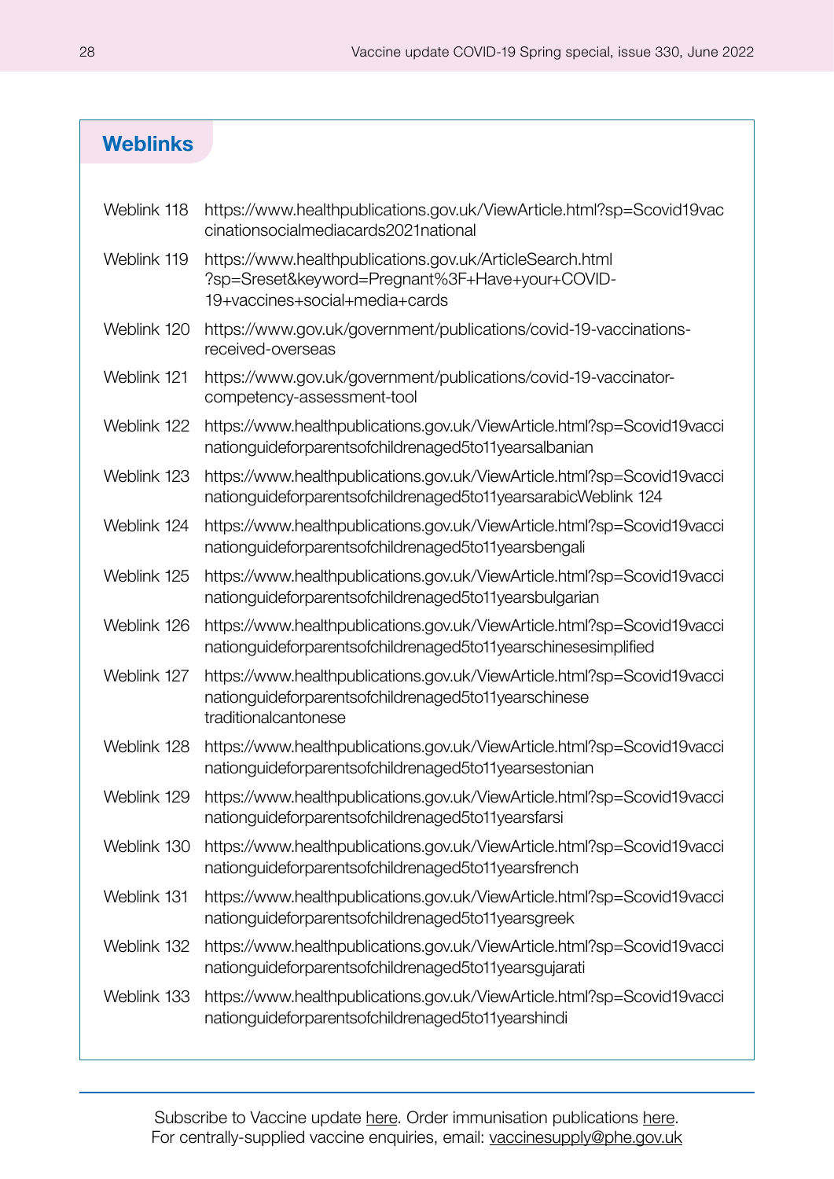## Weblinks

| | |
|---|---|
| Weblink 118 | https://www.healthpublications.gov.uk/ViewArticle.html?sp=Scovid19vaccinationsocialmediacards2021national |
| Weblink 119 | https://www.healthpublications.gov.uk/ArticleSearch.html?sp=Sreset&keyword=Pregnant%3F+Have+your+COVID-19+vaccines+social+media+cards |
| Weblink 120 | https://www.gov.uk/government/publications/covid-19-vaccinations-received-overseas |
| Weblink 121 | https://www.gov.uk/government/publications/covid-19-vaccinator-competency-assessment-tool |
| Weblink 122 | https://www.healthpublications.gov.uk/ViewArticle.html?sp=Scovid19vaccinationguideforparentsofchildrenaged5to11yearsalbanian |
| Weblink 123 | https://www.healthpublications.gov.uk/ViewArticle.html?sp=Scovid19vaccinationguideforparentsofchildrenaged5to11yearsarabicWeblink 124 |
| Weblink 124 | https://www.healthpublications.gov.uk/ViewArticle.html?sp=Scovid19vaccinationguideforparentsofchildrenaged5to11yearsbengali |
| Weblink 125 | https://www.healthpublications.gov.uk/ViewArticle.html?sp=Scovid19vaccinationguideforparentsofchildrenaged5to11yearsbulgarian |
| Weblink 126 | https://www.healthpublications.gov.uk/ViewArticle.html?sp=Scovid19vaccinationguideforparentsofchildrenaged5to11yearschinesesimplified |
| Weblink 127 | https://www.healthpublications.gov.uk/ViewArticle.html?sp=Scovid19vaccinationguideforparentsofchildrenaged5to11yearschinese traditionalcantonese |
| Weblink 128 | https://www.healthpublications.gov.uk/ViewArticle.html?sp=Scovid19vaccinationguideforparentsofchildrenaged5to11yearsestonian |
| Weblink 129 | https://www.healthpublications.gov.uk/ViewArticle.html?sp=Scovid19vaccinationguideforparentsofchildrenaged5to11yearsfarsi |
| Weblink 130 | https://www.healthpublications.gov.uk/ViewArticle.html?sp=Scovid19vaccinationguideforparentsofchildrenaged5to11yearsfrench |
| Weblink 131 | https://www.healthpublications.gov.uk/ViewArticle.html?sp=Scovid19vaccinationguideforparentsofchildrenaged5to11yearsgreek |
| Weblink 132 | https://www.healthpublications.gov.uk/ViewArticle.html?sp=Scovid19vaccinationguideforparentsofchildrenaged5to11yearsgujarati |
| Weblink 133 | https://www.healthpublications.gov.uk/ViewArticle.html?sp=Scovid19vaccinationguideforparentsofchildrenaged5to11yearshindi |

Subscribe to Vaccine update here. Order immunisation publications here.
For centrally-supplied vaccine enquiries, email: vaccinesupply@phe.gov.uk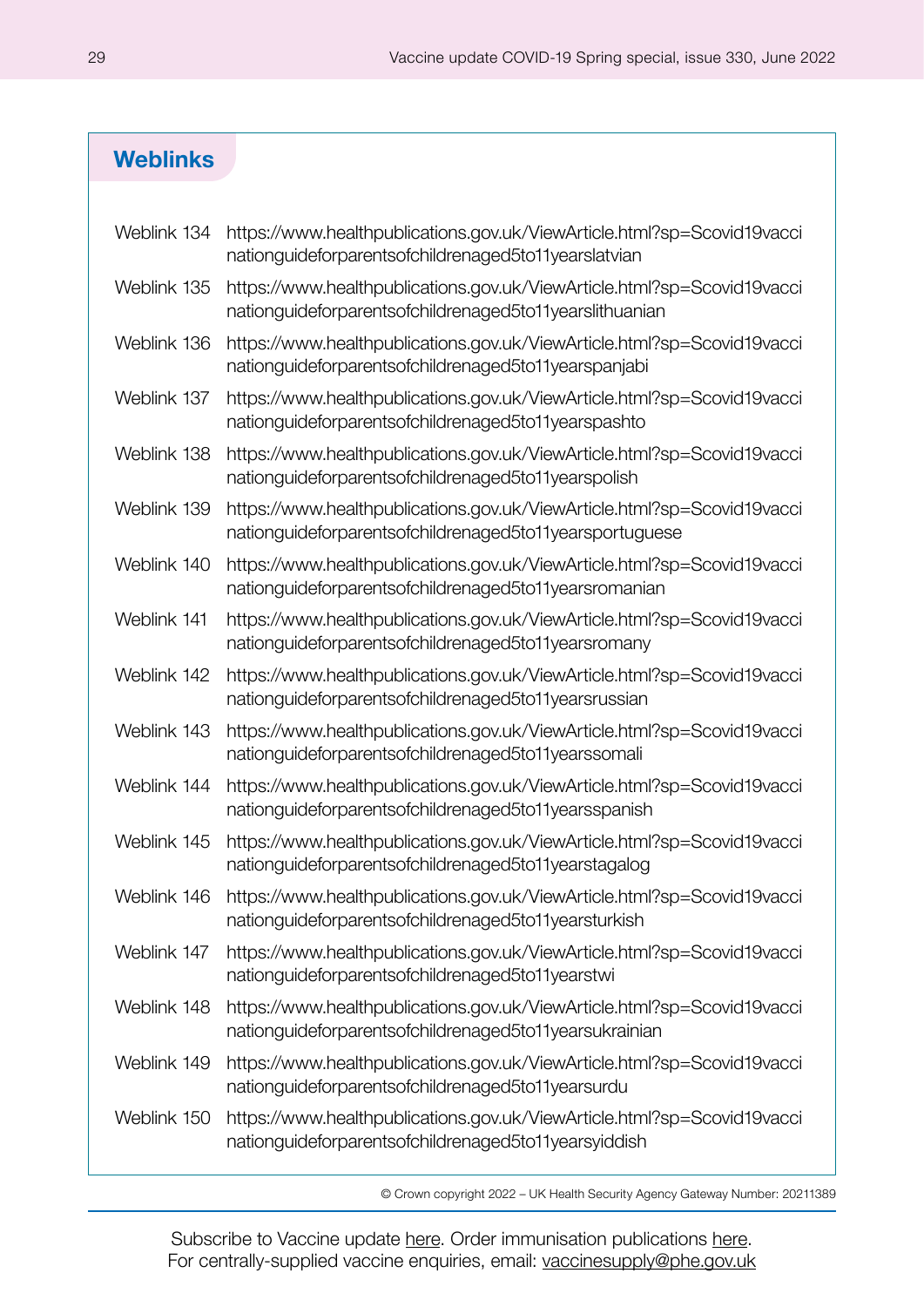## Weblinks

| | |
|---|---|
| Weblink 134 | https://www.healthpublications.gov.uk/ViewArticle.html?sp=Scovid19vaccinationguideforparentsofchildrenaged5to11yearslatvian |
| Weblink 135 | https://www.healthpublications.gov.uk/ViewArticle.html?sp=Scovid19vaccinationguideforparentsofchildrenaged5to11yearslithuanian |
| Weblink 136 | https://www.healthpublications.gov.uk/ViewArticle.html?sp=Scovid19vaccinationguideforparentsofchildrenaged5to11yearspanjabi |
| Weblink 137 | https://www.healthpublications.gov.uk/ViewArticle.html?sp=Scovid19vaccinationguideforparentsofchildrenaged5to11yearspashto |
| Weblink 138 | https://www.healthpublications.gov.uk/ViewArticle.html?sp=Scovid19vaccinationguideforparentsofchildrenaged5to11yearspolish |
| Weblink 139 | https://www.healthpublications.gov.uk/ViewArticle.html?sp=Scovid19vaccinationguideforparentsofchildrenaged5to11yearsportuguese |
| Weblink 140 | https://www.healthpublications.gov.uk/ViewArticle.html?sp=Scovid19vaccinationguideforparentsofchildrenaged5to11yearsromanian |
| Weblink 141 | https://www.healthpublications.gov.uk/ViewArticle.html?sp=Scovid19vaccinationguideforparentsofchildrenaged5to11yearsromany |
| Weblink 142 | https://www.healthpublications.gov.uk/ViewArticle.html?sp=Scovid19vaccinationguideforparentsofchildrenaged5to11yearsrussian |
| Weblink 143 | https://www.healthpublications.gov.uk/ViewArticle.html?sp=Scovid19vaccinationguideforparentsofchildrenaged5to11yearssomali |
| Weblink 144 | https://www.healthpublications.gov.uk/ViewArticle.html?sp=Scovid19vaccinationguideforparentsofchildrenaged5to11yearsspanish |
| Weblink 145 | https://www.healthpublications.gov.uk/ViewArticle.html?sp=Scovid19vaccinationguideforparentsofchildrenaged5to11yearstagalog |
| Weblink 146 | https://www.healthpublications.gov.uk/ViewArticle.html?sp=Scovid19vaccinationguideforparentsofchildrenaged5to11yearsturkish |
| Weblink 147 | https://www.healthpublications.gov.uk/ViewArticle.html?sp=Scovid19vaccinationguideforparentsofchildrenaged5to11yearstwi |
| Weblink 148 | https://www.healthpublications.gov.uk/ViewArticle.html?sp=Scovid19vaccinationguideforparentsofchildrenaged5to11yearsukrainian |
| Weblink 149 | https://www.healthpublications.gov.uk/ViewArticle.html?sp=Scovid19vaccinationguideforparentsofchildrenaged5to11yearsurdu |
| Weblink 150 | https://www.healthpublications.gov.uk/ViewArticle.html?sp=Scovid19vaccinationguideforparentsofchildrenaged5to11yearsyiddish |

© Crown copyright 2022 – UK Health Security Agency Gateway Number: 20211389

Subscribe to Vaccine update here. Order immunisation publications here.
For centrally-supplied vaccine enquiries, email: vaccinesupply@phe.gov.uk